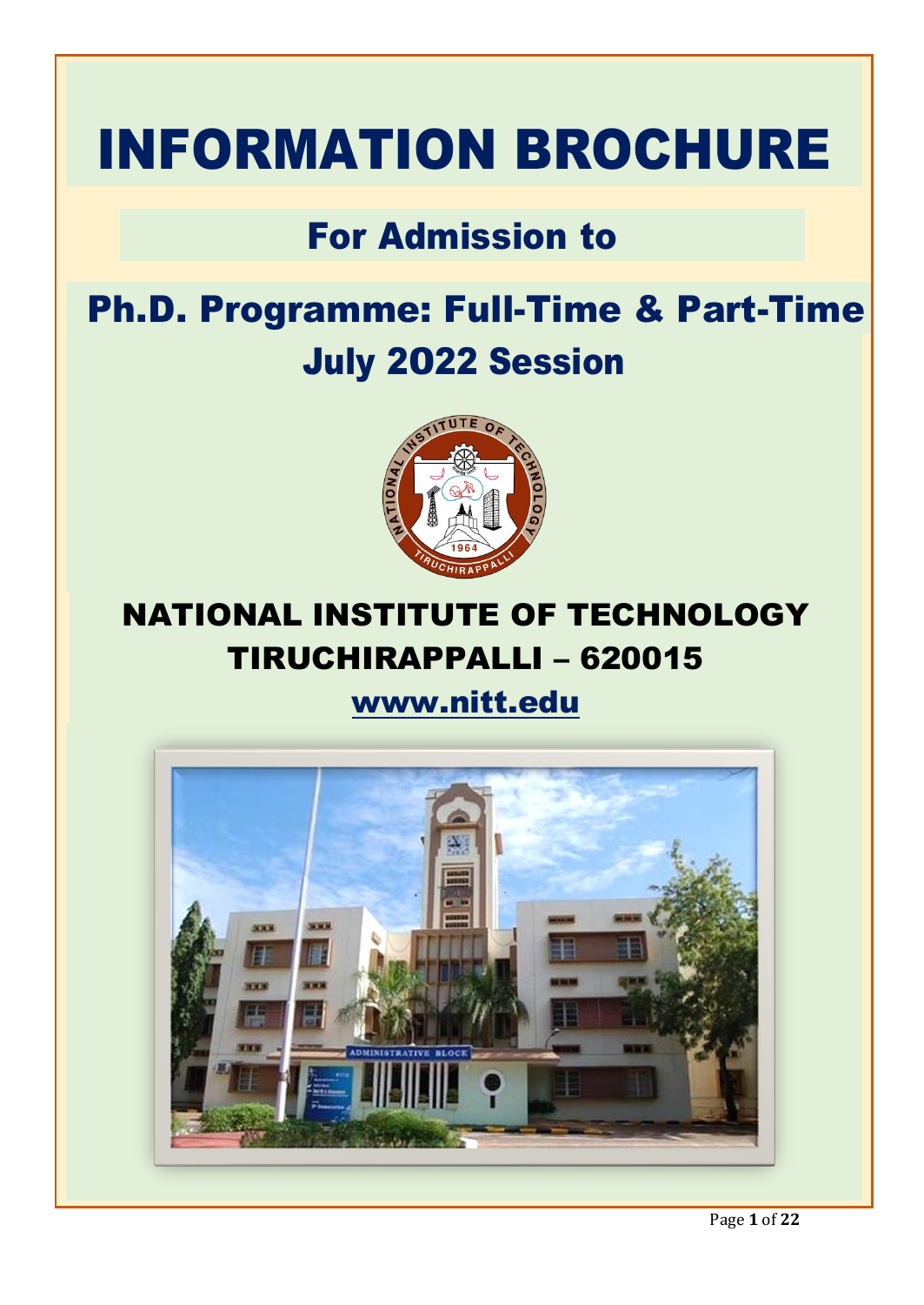# INFORMATION BROCHURE

## For Admission to

## Ph.D. Programme: Full-Time & Part-Time July 2022 Session

## NATIONAL INSTITUTE OF TECHNOLOGY TIRUCHIRAPPALLI – 620015

www.nitt.edu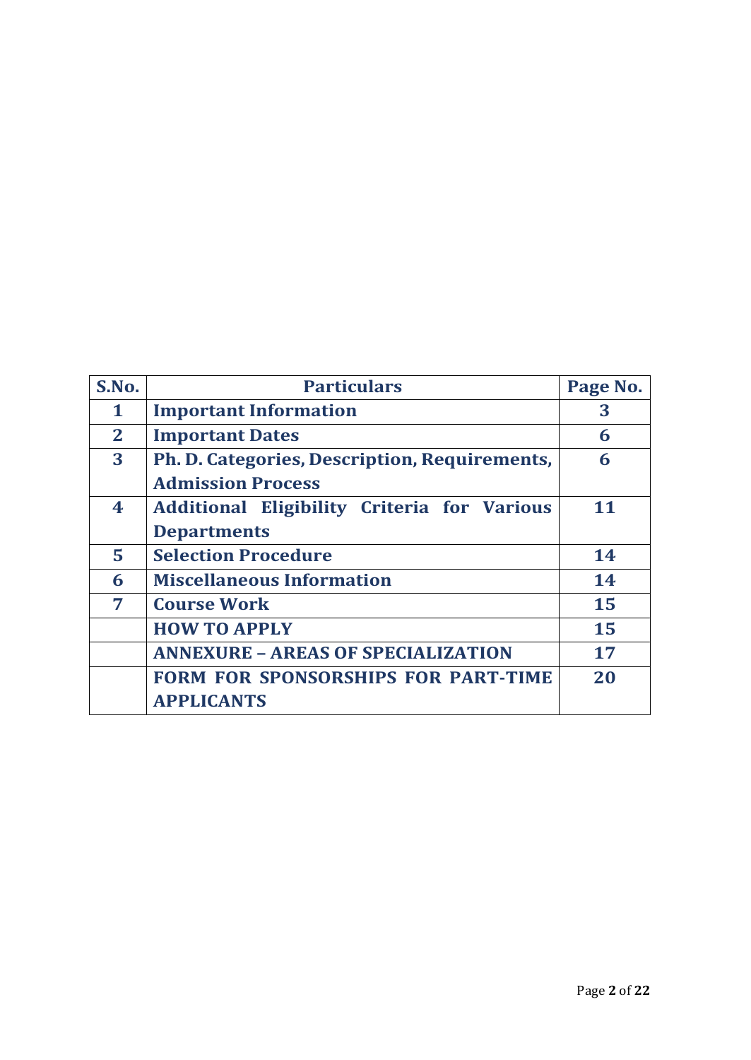| S.No. | Particulars | Page No. |
|---|---|---|
| 1 | Important Information | 3 |
| 2 | Important Dates | 6 |
| 3 | Ph. D. Categories, Description, Requirements, Admission Process | 6 |
| 4 | Additional Eligibility Criteria for Various Departments | 11 |
| 5 | Selection Procedure | 14 |
| 6 | Miscellaneous Information | 14 |
| 7 | Course Work | 15 |
|  | HOW TO APPLY | 15 |
|  | ANNEXURE – AREAS OF SPECIALIZATION | 17 |
|  | FORM FOR SPONSORSHIPS FOR PART-TIME APPLICANTS | 20 |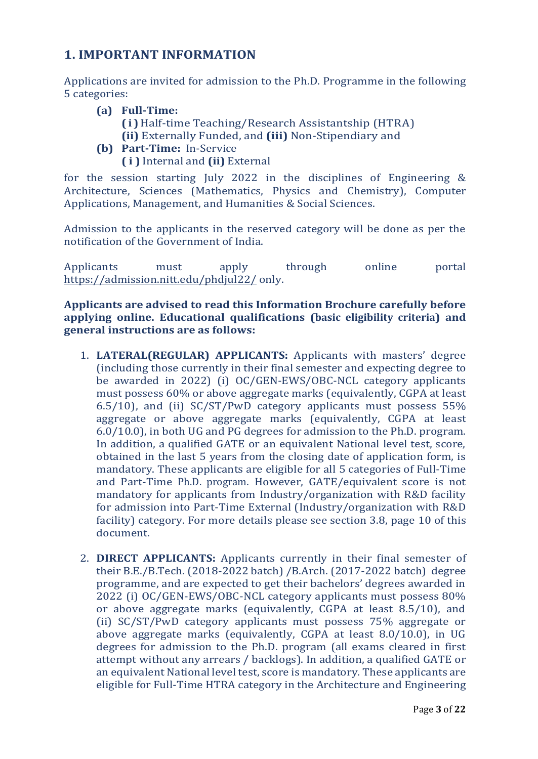## 1. IMPORTANT INFORMATION

Applications are invited for admission to the Ph.D. Programme in the following 5 categories:

- **(a) Full-Time:**
  - **( i )** Half-time Teaching/Research Assistantship (HTRA)
  - **(ii)** Externally Funded, and **(iii)** Non-Stipendiary and
- **(b) Part-Time:** In-Service
  - **( i )** Internal and **(ii)** External

for the session starting July 2022 in the disciplines of Engineering & Architecture, Sciences (Mathematics, Physics and Chemistry), Computer Applications, Management, and Humanities & Social Sciences.

Admission to the applicants in the reserved category will be done as per the notification of the Government of India.

Applicants must apply through online portal https://admission.nitt.edu/phdjul22/ only.

**Applicants are advised to read this Information Brochure carefully before applying online. Educational qualifications (basic eligibility criteria) and general instructions are as follows:**

1. **LATERAL(REGULAR) APPLICANTS:** Applicants with masters' degree (including those currently in their final semester and expecting degree to be awarded in 2022) (i) OC/GEN-EWS/OBC-NCL category applicants must possess 60% or above aggregate marks (equivalently, CGPA at least 6.5/10), and (ii) SC/ST/PwD category applicants must possess 55% aggregate or above aggregate marks (equivalently, CGPA at least 6.0/10.0), in both UG and PG degrees for admission to the Ph.D. program. In addition, a qualified GATE or an equivalent National level test, score, obtained in the last 5 years from the closing date of application form, is mandatory. These applicants are eligible for all 5 categories of Full-Time and Part-Time Ph.D. program. However, GATE/equivalent score is not mandatory for applicants from Industry/organization with R&D facility for admission into Part-Time External (Industry/organization with R&D facility) category. For more details please see section 3.8, page 10 of this document.

2. **DIRECT APPLICANTS:** Applicants currently in their final semester of their B.E./B.Tech. (2018-2022 batch) /B.Arch. (2017-2022 batch) degree programme, and are expected to get their bachelors' degrees awarded in 2022 (i) OC/GEN-EWS/OBC-NCL category applicants must possess 80% or above aggregate marks (equivalently, CGPA at least 8.5/10), and (ii) SC/ST/PwD category applicants must possess 75% aggregate or above aggregate marks (equivalently, CGPA at least 8.0/10.0), in UG degrees for admission to the Ph.D. program (all exams cleared in first attempt without any arrears / backlogs). In addition, a qualified GATE or an equivalent National level test, score is mandatory. These applicants are eligible for Full-Time HTRA category in the Architecture and Engineering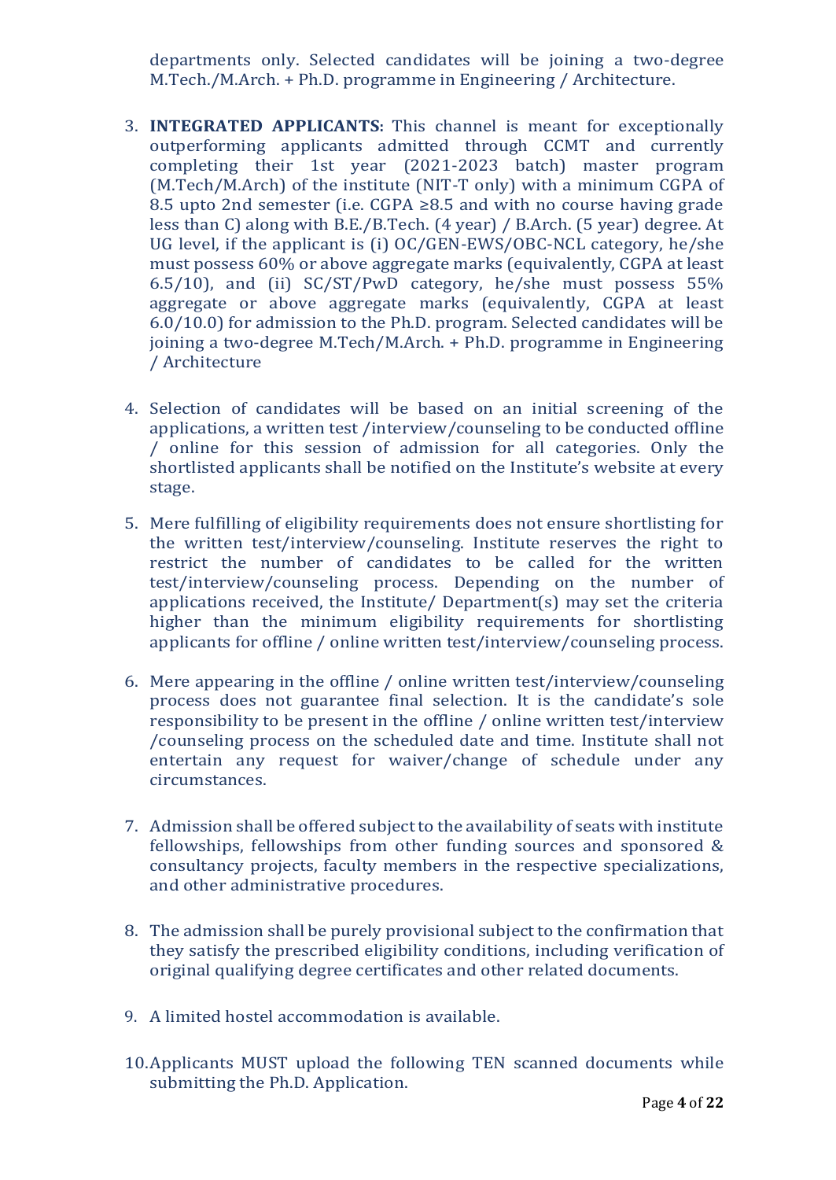departments only. Selected candidates will be joining a two-degree M.Tech./M.Arch. + Ph.D. programme in Engineering / Architecture.

3. **INTEGRATED APPLICANTS:** This channel is meant for exceptionally outperforming applicants admitted through CCMT and currently completing their 1st year (2021-2023 batch) master program (M.Tech/M.Arch) of the institute (NIT-T only) with a minimum CGPA of 8.5 upto 2nd semester (i.e. CGPA ≥8.5 and with no course having grade less than C) along with B.E./B.Tech. (4 year) / B.Arch. (5 year) degree. At UG level, if the applicant is (i) OC/GEN-EWS/OBC-NCL category, he/she must possess 60% or above aggregate marks (equivalently, CGPA at least 6.5/10), and (ii) SC/ST/PwD category, he/she must possess 55% aggregate or above aggregate marks (equivalently, CGPA at least 6.0/10.0) for admission to the Ph.D. program. Selected candidates will be joining a two-degree M.Tech/M.Arch. + Ph.D. programme in Engineering / Architecture

4. Selection of candidates will be based on an initial screening of the applications, a written test /interview/counseling to be conducted offline / online for this session of admission for all categories. Only the shortlisted applicants shall be notified on the Institute's website at every stage.

5. Mere fulfilling of eligibility requirements does not ensure shortlisting for the written test/interview/counseling. Institute reserves the right to restrict the number of candidates to be called for the written test/interview/counseling process. Depending on the number of applications received, the Institute/ Department(s) may set the criteria higher than the minimum eligibility requirements for shortlisting applicants for offline / online written test/interview/counseling process.

6. Mere appearing in the offline / online written test/interview/counseling process does not guarantee final selection. It is the candidate's sole responsibility to be present in the offline / online written test/interview /counseling process on the scheduled date and time. Institute shall not entertain any request for waiver/change of schedule under any circumstances.

7. Admission shall be offered subject to the availability of seats with institute fellowships, fellowships from other funding sources and sponsored & consultancy projects, faculty members in the respective specializations, and other administrative procedures.

8. The admission shall be purely provisional subject to the confirmation that they satisfy the prescribed eligibility conditions, including verification of original qualifying degree certificates and other related documents.

9. A limited hostel accommodation is available.

10. Applicants MUST upload the following TEN scanned documents while submitting the Ph.D. Application.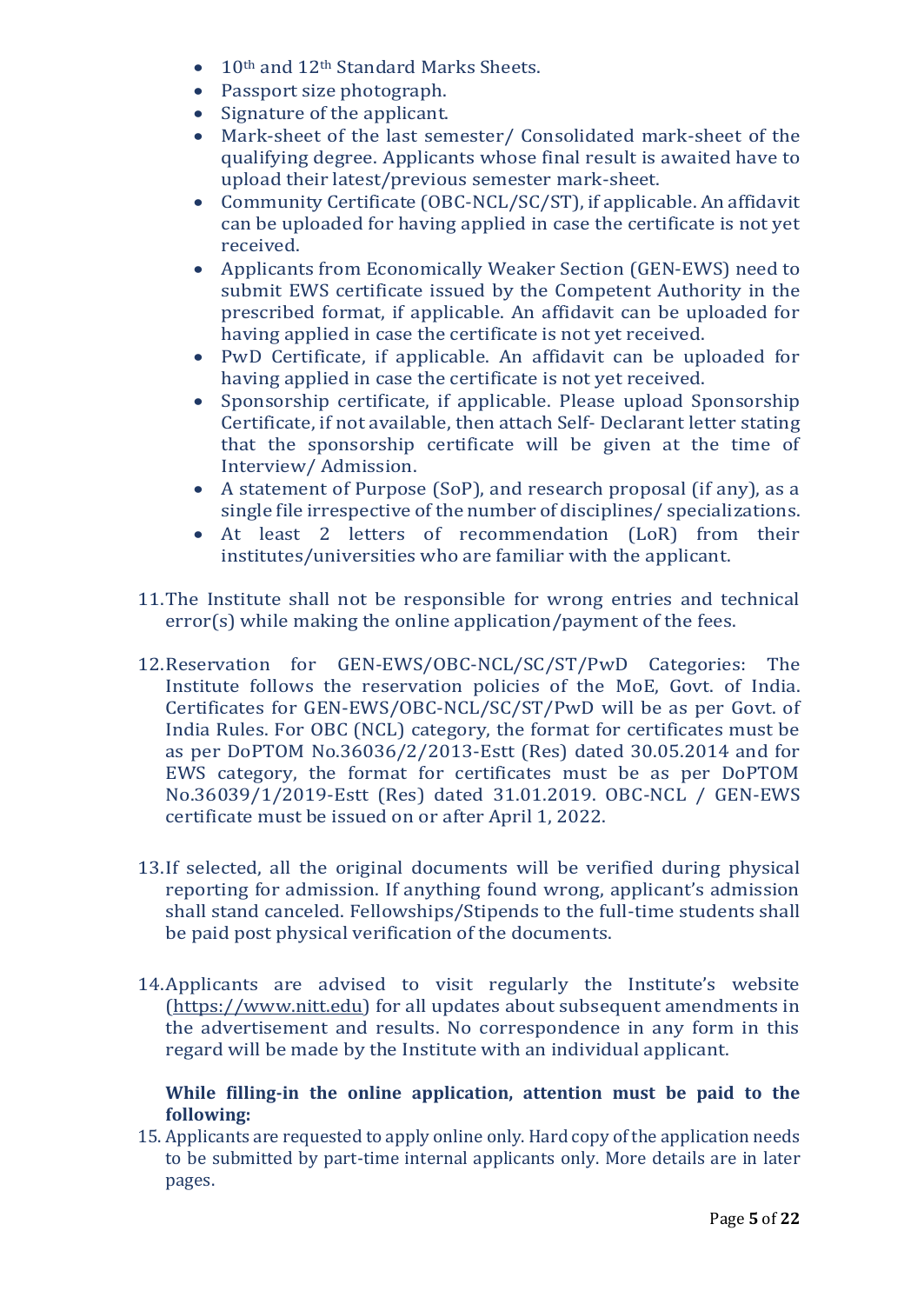- 10th and 12th Standard Marks Sheets.
- Passport size photograph.
- Signature of the applicant.
- Mark-sheet of the last semester/ Consolidated mark-sheet of the qualifying degree. Applicants whose final result is awaited have to upload their latest/previous semester mark-sheet.
- Community Certificate (OBC-NCL/SC/ST), if applicable. An affidavit can be uploaded for having applied in case the certificate is not yet received.
- Applicants from Economically Weaker Section (GEN-EWS) need to submit EWS certificate issued by the Competent Authority in the prescribed format, if applicable. An affidavit can be uploaded for having applied in case the certificate is not yet received.
- PwD Certificate, if applicable. An affidavit can be uploaded for having applied in case the certificate is not yet received.
- Sponsorship certificate, if applicable. Please upload Sponsorship Certificate, if not available, then attach Self- Declarant letter stating that the sponsorship certificate will be given at the time of Interview/ Admission.
- A statement of Purpose (SoP), and research proposal (if any), as a single file irrespective of the number of disciplines/ specializations.
- At least 2 letters of recommendation (LoR) from their institutes/universities who are familiar with the applicant.

11. The Institute shall not be responsible for wrong entries and technical error(s) while making the online application/payment of the fees.

12. Reservation for GEN-EWS/OBC-NCL/SC/ST/PwD Categories: The Institute follows the reservation policies of the MoE, Govt. of India. Certificates for GEN-EWS/OBC-NCL/SC/ST/PwD will be as per Govt. of India Rules. For OBC (NCL) category, the format for certificates must be as per DoPTOM No.36036/2/2013-Estt (Res) dated 30.05.2014 and for EWS category, the format for certificates must be as per DoPTOM No.36039/1/2019-Estt (Res) dated 31.01.2019. OBC-NCL / GEN-EWS certificate must be issued on or after April 1, 2022.

13. If selected, all the original documents will be verified during physical reporting for admission. If anything found wrong, applicant's admission shall stand canceled. Fellowships/Stipends to the full-time students shall be paid post physical verification of the documents.

14. Applicants are advised to visit regularly the Institute's website (https://www.nitt.edu) for all updates about subsequent amendments in the advertisement and results. No correspondence in any form in this regard will be made by the Institute with an individual applicant.

**While filling-in the online application, attention must be paid to the following:**

15. Applicants are requested to apply online only. Hard copy of the application needs to be submitted by part-time internal applicants only. More details are in later pages.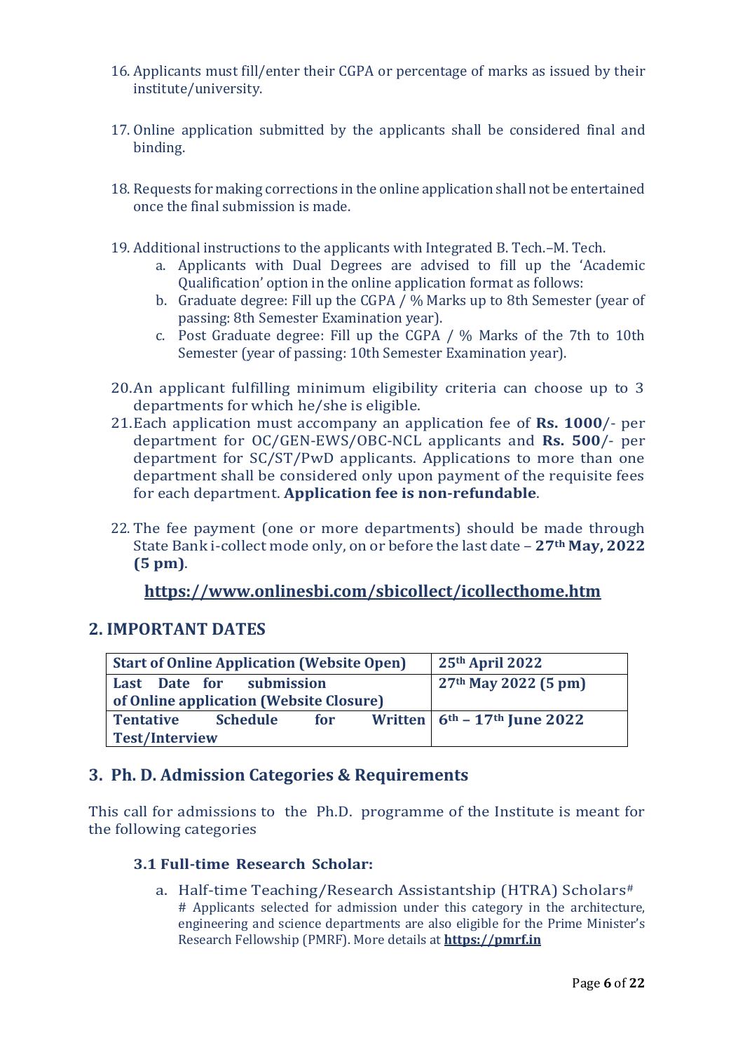16. Applicants must fill/enter their CGPA or percentage of marks as issued by their institute/university.

17. Online application submitted by the applicants shall be considered final and binding.

18. Requests for making corrections in the online application shall not be entertained once the final submission is made.

19. Additional instructions to the applicants with Integrated B. Tech.–M. Tech.
    a. Applicants with Dual Degrees are advised to fill up the 'Academic Qualification' option in the online application format as follows:
    b. Graduate degree: Fill up the CGPA / % Marks up to 8th Semester (year of passing: 8th Semester Examination year).
    c. Post Graduate degree: Fill up the CGPA / % Marks of the 7th to 10th Semester (year of passing: 10th Semester Examination year).

20. An applicant fulfilling minimum eligibility criteria can choose up to 3 departments for which he/she is eligible.

21. Each application must accompany an application fee of **Rs. 1000**/- per department for OC/GEN-EWS/OBC-NCL applicants and **Rs. 500**/- per department for SC/ST/PwD applicants. Applications to more than one department shall be considered only upon payment of the requisite fees for each department. **Application fee is non-refundable**.

22. The fee payment (one or more departments) should be made through State Bank i-collect mode only, on or before the last date – **27th May, 2022 (5 pm)**.

**https://www.onlinesbi.com/sbicollect/icollecthome.htm**

## 2. IMPORTANT DATES

| Start of Online Application (Website Open) | 25th April 2022 |
|---|---|
| Last Date for submission of Online application (Website Closure) | 27th May 2022 (5 pm) |
| Tentative Schedule for Written Test/Interview | 6th – 17th June 2022 |

## 3. Ph. D. Admission Categories & Requirements

This call for admissions to the Ph.D. programme of the Institute is meant for the following categories

### 3.1 Full-time Research Scholar:

a. Half-time Teaching/Research Assistantship (HTRA) Scholars#
   # Applicants selected for admission under this category in the architecture, engineering and science departments are also eligible for the Prime Minister's Research Fellowship (PMRF). More details at **https://pmrf.in**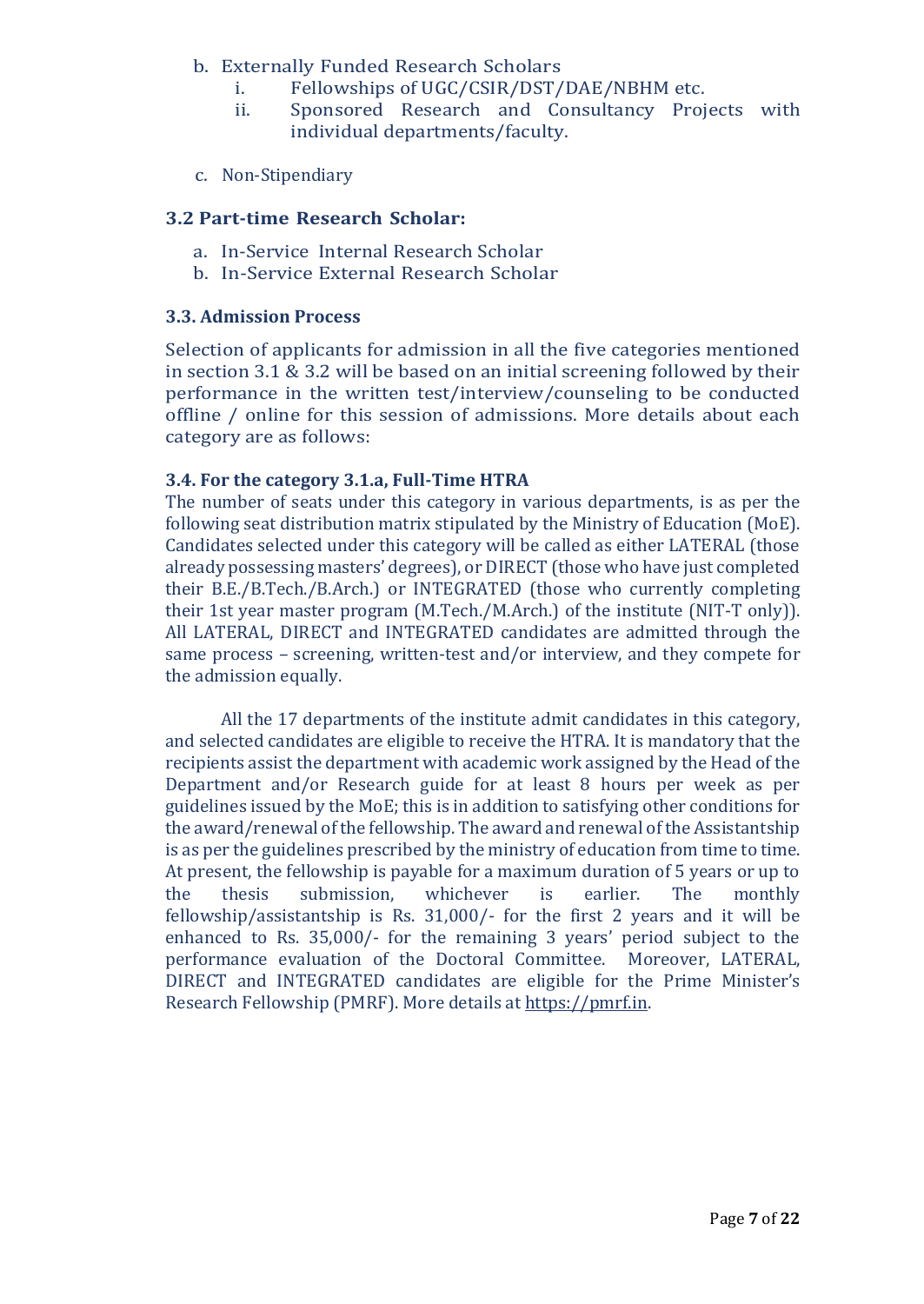b. Externally Funded Research Scholars
   i. Fellowships of UGC/CSIR/DST/DAE/NBHM etc.
   ii. Sponsored Research and Consultancy Projects with individual departments/faculty.

c. Non-Stipendiary

### 3.2 Part-time Research Scholar:

a. In-Service Internal Research Scholar
b. In-Service External Research Scholar

### 3.3. Admission Process

Selection of applicants for admission in all the five categories mentioned in section 3.1 & 3.2 will be based on an initial screening followed by their performance in the written test/interview/counseling to be conducted offline / online for this session of admissions. More details about each category are as follows:

### 3.4. For the category 3.1.a, Full-Time HTRA

The number of seats under this category in various departments, is as per the following seat distribution matrix stipulated by the Ministry of Education (MoE). Candidates selected under this category will be called as either LATERAL (those already possessing masters' degrees), or DIRECT (those who have just completed their B.E./B.Tech./B.Arch.) or INTEGRATED (those who currently completing their 1st year master program (M.Tech./M.Arch.) of the institute (NIT-T only)). All LATERAL, DIRECT and INTEGRATED candidates are admitted through the same process – screening, written-test and/or interview, and they compete for the admission equally.

All the 17 departments of the institute admit candidates in this category, and selected candidates are eligible to receive the HTRA. It is mandatory that the recipients assist the department with academic work assigned by the Head of the Department and/or Research guide for at least 8 hours per week as per guidelines issued by the MoE; this is in addition to satisfying other conditions for the award/renewal of the fellowship. The award and renewal of the Assistantship is as per the guidelines prescribed by the ministry of education from time to time. At present, the fellowship is payable for a maximum duration of 5 years or up to the thesis submission, whichever is earlier. The monthly fellowship/assistantship is Rs. 31,000/- for the first 2 years and it will be enhanced to Rs. 35,000/- for the remaining 3 years' period subject to the performance evaluation of the Doctoral Committee. Moreover, LATERAL, DIRECT and INTEGRATED candidates are eligible for the Prime Minister's Research Fellowship (PMRF). More details at https://pmrf.in.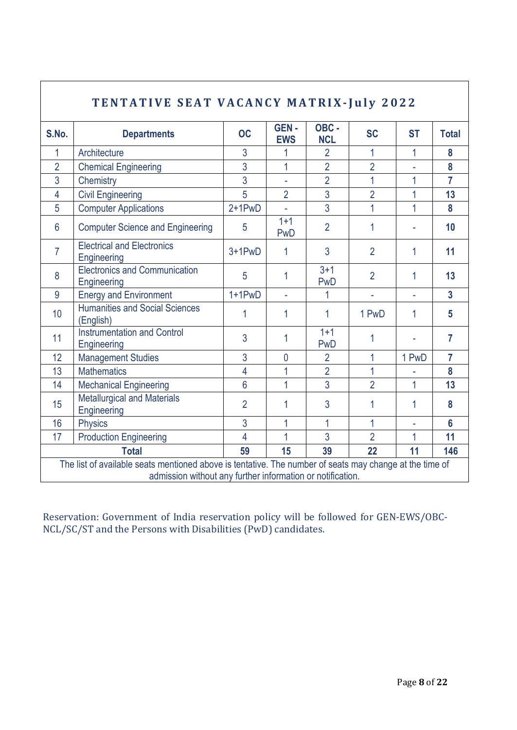| TENTATIVE SEAT VACANCY MATRIX-July 2022 | | | | | | | |
|---|---|---|---|---|---|---|---|
| **S.No.** | **Departments** | **OC** | **GEN - EWS** | **OBC - NCL** | **SC** | **ST** | **Total** |
| 1 | Architecture | 3 | 1 | 2 | 1 | 1 | **8** |
| 2 | Chemical Engineering | 3 | 1 | 2 | 2 | - | **8** |
| 3 | Chemistry | 3 | - | 2 | 1 | 1 | **7** |
| 4 | Civil Engineering | 5 | 2 | 3 | 2 | 1 | **13** |
| 5 | Computer Applications | 2+1PwD | - | 3 | 1 | 1 | **8** |
| 6 | Computer Science and Engineering | 5 | 1+1 PwD | 2 | 1 | - | **10** |
| 7 | Electrical and Electronics Engineering | 3+1PwD | 1 | 3 | 2 | 1 | **11** |
| 8 | Electronics and Communication Engineering | 5 | 1 | 3+1 PwD | 2 | 1 | **13** |
| 9 | Energy and Environment | 1+1PwD | - | 1 | - | - | **3** |
| 10 | Humanities and Social Sciences (English) | 1 | 1 | 1 | 1 PwD | 1 | **5** |
| 11 | Instrumentation and Control Engineering | 3 | 1 | 1+1 PwD | 1 | - | **7** |
| 12 | Management Studies | 3 | 0 | 2 | 1 | 1 PwD | **7** |
| 13 | Mathematics | 4 | 1 | 2 | 1 | - | **8** |
| 14 | Mechanical Engineering | 6 | 1 | 3 | 2 | 1 | **13** |
| 15 | Metallurgical and Materials Engineering | 2 | 1 | 3 | 1 | 1 | **8** |
| 16 | Physics | 3 | 1 | 1 | 1 | - | **6** |
| 17 | Production Engineering | 4 | 1 | 3 | 2 | 1 | **11** |
| **Total** | | **59** | **15** | **39** | **22** | **11** | **146** |
| The list of available seats mentioned above is tentative. The number of seats may change at the time of admission without any further information or notification. | | | | | | | |

Reservation: Government of India reservation policy will be followed for GEN-EWS/OBC-NCL/SC/ST and the Persons with Disabilities (PwD) candidates.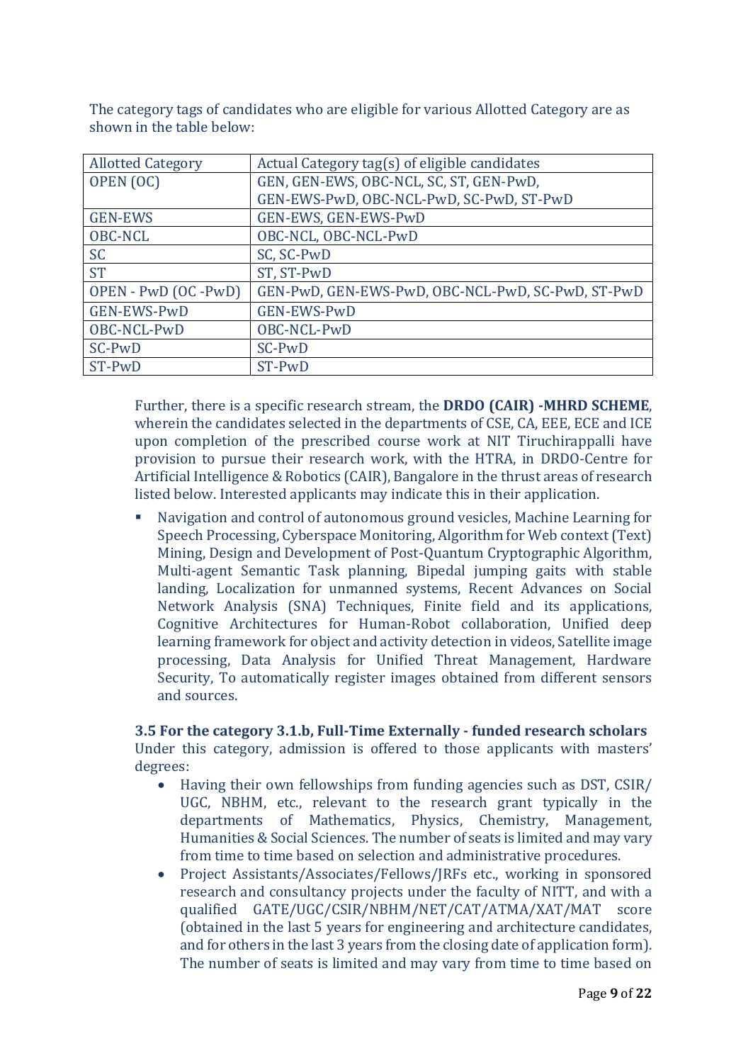The category tags of candidates who are eligible for various Allotted Category are as shown in the table below:

| Allotted Category | Actual Category tag(s) of eligible candidates |
|---|---|
| OPEN (OC) | GEN, GEN-EWS, OBC-NCL, SC, ST, GEN-PwD, GEN-EWS-PwD, OBC-NCL-PwD, SC-PwD, ST-PwD |
| GEN-EWS | GEN-EWS, GEN-EWS-PwD |
| OBC-NCL | OBC-NCL, OBC-NCL-PwD |
| SC | SC, SC-PwD |
| ST | ST, ST-PwD |
| OPEN - PwD (OC -PwD) | GEN-PwD, GEN-EWS-PwD, OBC-NCL-PwD, SC-PwD, ST-PwD |
| GEN-EWS-PwD | GEN-EWS-PwD |
| OBC-NCL-PwD | OBC-NCL-PwD |
| SC-PwD | SC-PwD |
| ST-PwD | ST-PwD |

Further, there is a specific research stream, the **DRDO (CAIR) -MHRD SCHEME**, wherein the candidates selected in the departments of CSE, CA, EEE, ECE and ICE upon completion of the prescribed course work at NIT Tiruchirappalli have provision to pursue their research work, with the HTRA, in DRDO-Centre for Artificial Intelligence & Robotics (CAIR), Bangalore in the thrust areas of research listed below. Interested applicants may indicate this in their application.

- Navigation and control of autonomous ground vesicles, Machine Learning for Speech Processing, Cyberspace Monitoring, Algorithm for Web context (Text) Mining, Design and Development of Post-Quantum Cryptographic Algorithm, Multi-agent Semantic Task planning, Bipedal jumping gaits with stable landing, Localization for unmanned systems, Recent Advances on Social Network Analysis (SNA) Techniques, Finite field and its applications, Cognitive Architectures for Human-Robot collaboration, Unified deep learning framework for object and activity detection in videos, Satellite image processing, Data Analysis for Unified Threat Management, Hardware Security, To automatically register images obtained from different sensors and sources.

**3.5 For the category 3.1.b, Full-Time Externally - funded research scholars**

Under this category, admission is offered to those applicants with masters' degrees:

- Having their own fellowships from funding agencies such as DST, CSIR/ UGC, NBHM, etc., relevant to the research grant typically in the departments of Mathematics, Physics, Chemistry, Management, Humanities & Social Sciences. The number of seats is limited and may vary from time to time based on selection and administrative procedures.
- Project Assistants/Associates/Fellows/JRFs etc., working in sponsored research and consultancy projects under the faculty of NITT, and with a qualified GATE/UGC/CSIR/NBHM/NET/CAT/ATMA/XAT/MAT score (obtained in the last 5 years for engineering and architecture candidates, and for others in the last 3 years from the closing date of application form). The number of seats is limited and may vary from time to time based on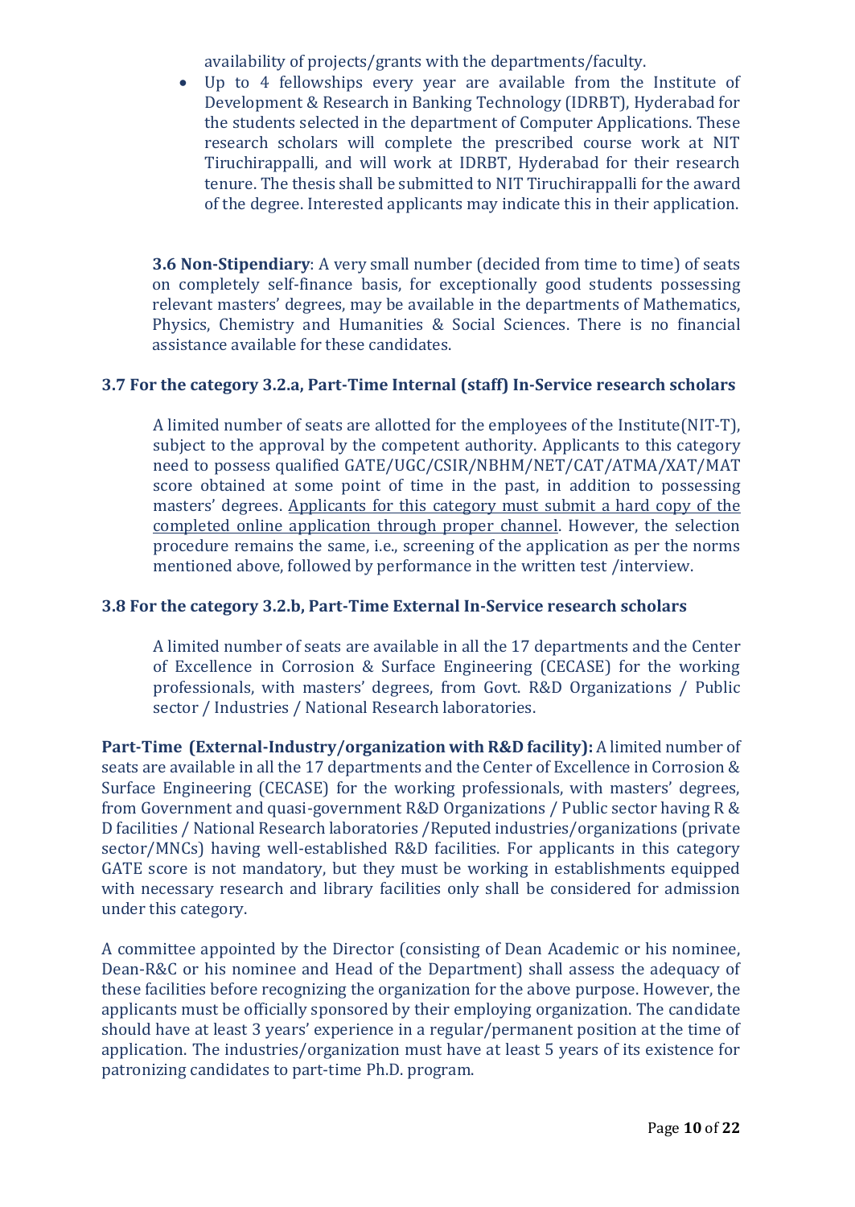availability of projects/grants with the departments/faculty.

- Up to 4 fellowships every year are available from the Institute of Development & Research in Banking Technology (IDRBT), Hyderabad for the students selected in the department of Computer Applications. These research scholars will complete the prescribed course work at NIT Tiruchirappalli, and will work at IDRBT, Hyderabad for their research tenure. The thesis shall be submitted to NIT Tiruchirappalli for the award of the degree. Interested applicants may indicate this in their application.

**3.6 Non-Stipendiary**: A very small number (decided from time to time) of seats on completely self-finance basis, for exceptionally good students possessing relevant masters' degrees, may be available in the departments of Mathematics, Physics, Chemistry and Humanities & Social Sciences. There is no financial assistance available for these candidates.

### 3.7 For the category 3.2.a, Part-Time Internal (staff) In-Service research scholars

A limited number of seats are allotted for the employees of the Institute(NIT-T), subject to the approval by the competent authority. Applicants to this category need to possess qualified GATE/UGC/CSIR/NBHM/NET/CAT/ATMA/XAT/MAT score obtained at some point of time in the past, in addition to possessing masters' degrees. <u>Applicants for this category must submit a hard copy of the completed online application through proper channel</u>. However, the selection procedure remains the same, i.e., screening of the application as per the norms mentioned above, followed by performance in the written test /interview.

### 3.8 For the category 3.2.b, Part-Time External In-Service research scholars

A limited number of seats are available in all the 17 departments and the Center of Excellence in Corrosion & Surface Engineering (CECASE) for the working professionals, with masters' degrees, from Govt. R&D Organizations / Public sector / Industries / National Research laboratories.

**Part-Time (External-Industry/organization with R&D facility):** A limited number of seats are available in all the 17 departments and the Center of Excellence in Corrosion & Surface Engineering (CECASE) for the working professionals, with masters' degrees, from Government and quasi-government R&D Organizations / Public sector having R & D facilities / National Research laboratories /Reputed industries/organizations (private sector/MNCs) having well-established R&D facilities. For applicants in this category GATE score is not mandatory, but they must be working in establishments equipped with necessary research and library facilities only shall be considered for admission under this category.

A committee appointed by the Director (consisting of Dean Academic or his nominee, Dean-R&C or his nominee and Head of the Department) shall assess the adequacy of these facilities before recognizing the organization for the above purpose. However, the applicants must be officially sponsored by their employing organization. The candidate should have at least 3 years' experience in a regular/permanent position at the time of application. The industries/organization must have at least 5 years of its existence for patronizing candidates to part-time Ph.D. program.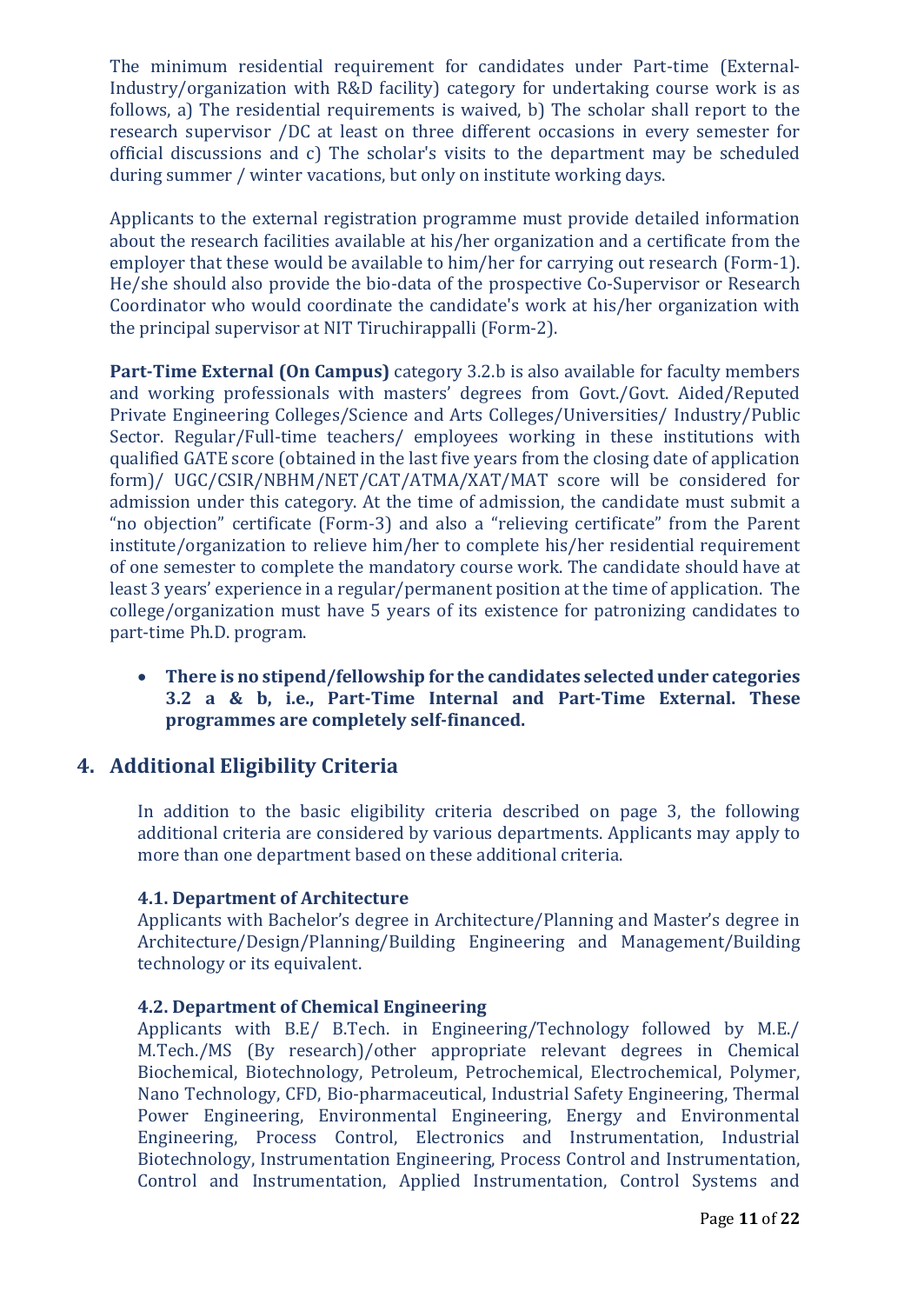The minimum residential requirement for candidates under Part-time (External-Industry/organization with R&D facility) category for undertaking course work is as follows, a) The residential requirements is waived, b) The scholar shall report to the research supervisor /DC at least on three different occasions in every semester for official discussions and c) The scholar's visits to the department may be scheduled during summer / winter vacations, but only on institute working days.

Applicants to the external registration programme must provide detailed information about the research facilities available at his/her organization and a certificate from the employer that these would be available to him/her for carrying out research (Form-1). He/she should also provide the bio-data of the prospective Co-Supervisor or Research Coordinator who would coordinate the candidate's work at his/her organization with the principal supervisor at NIT Tiruchirappalli (Form-2).

**Part-Time External (On Campus)** category 3.2.b is also available for faculty members and working professionals with masters' degrees from Govt./Govt. Aided/Reputed Private Engineering Colleges/Science and Arts Colleges/Universities/ Industry/Public Sector. Regular/Full-time teachers/ employees working in these institutions with qualified GATE score (obtained in the last five years from the closing date of application form)/ UGC/CSIR/NBHM/NET/CAT/ATMA/XAT/MAT score will be considered for admission under this category. At the time of admission, the candidate must submit a "no objection" certificate (Form-3) and also a "relieving certificate" from the Parent institute/organization to relieve him/her to complete his/her residential requirement of one semester to complete the mandatory course work. The candidate should have at least 3 years' experience in a regular/permanent position at the time of application. The college/organization must have 5 years of its existence for patronizing candidates to part-time Ph.D. program.

- **There is no stipend/fellowship for the candidates selected under categories 3.2 a & b, i.e., Part-Time Internal and Part-Time External. These programmes are completely self-financed.**

## 4. Additional Eligibility Criteria

In addition to the basic eligibility criteria described on page 3, the following additional criteria are considered by various departments. Applicants may apply to more than one department based on these additional criteria.

### 4.1. Department of Architecture

Applicants with Bachelor's degree in Architecture/Planning and Master's degree in Architecture/Design/Planning/Building Engineering and Management/Building technology or its equivalent.

### 4.2. Department of Chemical Engineering

Applicants with B.E/ B.Tech. in Engineering/Technology followed by M.E./ M.Tech./MS (By research)/other appropriate relevant degrees in Chemical Biochemical, Biotechnology, Petroleum, Petrochemical, Electrochemical, Polymer, Nano Technology, CFD, Bio-pharmaceutical, Industrial Safety Engineering, Thermal Power Engineering, Environmental Engineering, Energy and Environmental Engineering, Process Control, Electronics and Instrumentation, Industrial Biotechnology, Instrumentation Engineering, Process Control and Instrumentation, Control and Instrumentation, Applied Instrumentation, Control Systems and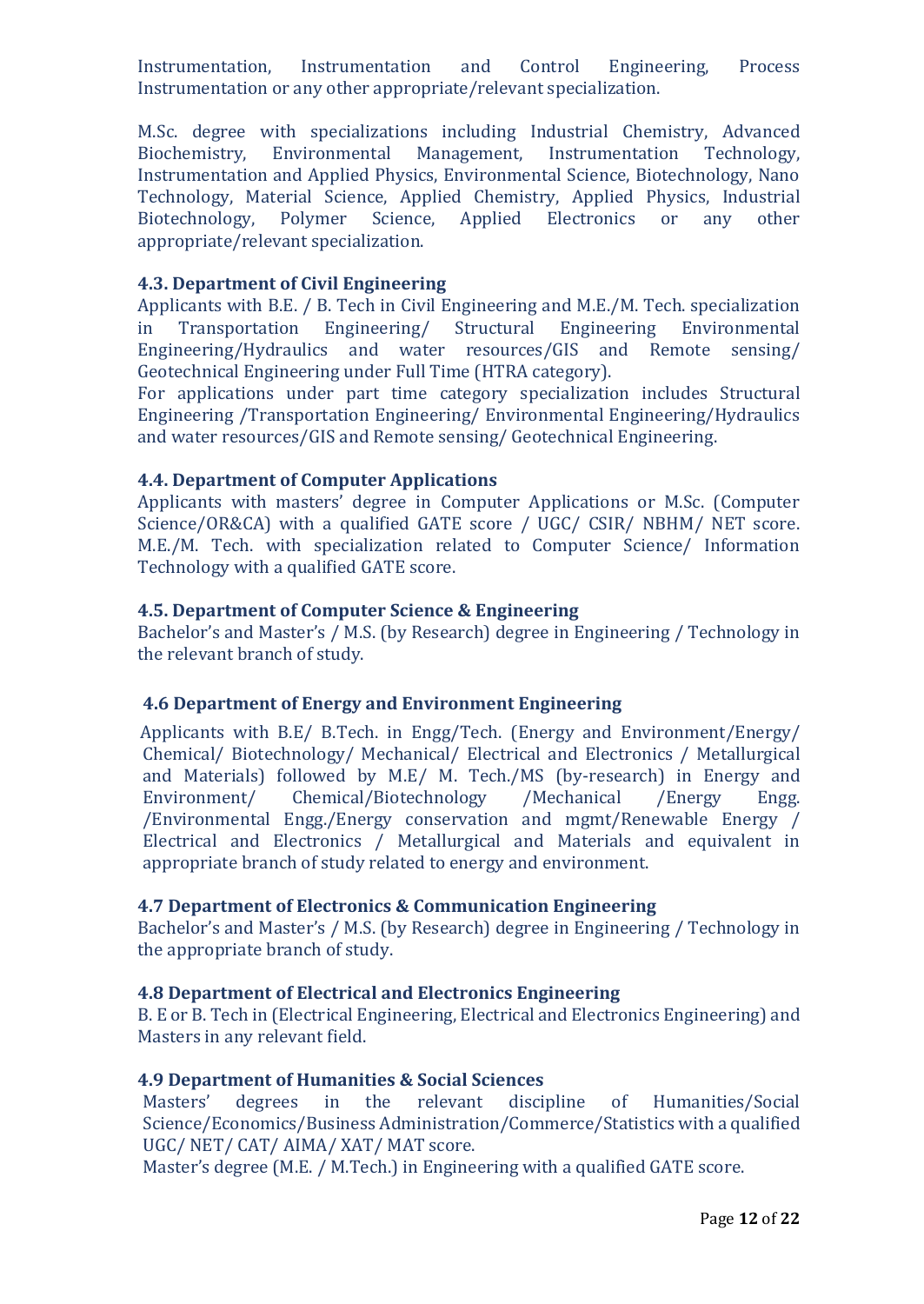Instrumentation, Instrumentation and Control Engineering, Process Instrumentation or any other appropriate/relevant specialization.

M.Sc. degree with specializations including Industrial Chemistry, Advanced Biochemistry, Environmental Management, Instrumentation Technology, Instrumentation and Applied Physics, Environmental Science, Biotechnology, Nano Technology, Material Science, Applied Chemistry, Applied Physics, Industrial Biotechnology, Polymer Science, Applied Electronics or any other appropriate/relevant specialization.

### 4.3. Department of Civil Engineering

Applicants with B.E. / B. Tech in Civil Engineering and M.E./M. Tech. specialization in Transportation Engineering/ Structural Engineering Environmental Engineering/Hydraulics and water resources/GIS and Remote sensing/ Geotechnical Engineering under Full Time (HTRA category).

For applications under part time category specialization includes Structural Engineering /Transportation Engineering/ Environmental Engineering/Hydraulics and water resources/GIS and Remote sensing/ Geotechnical Engineering.

### 4.4. Department of Computer Applications

Applicants with masters' degree in Computer Applications or M.Sc. (Computer Science/OR&CA) with a qualified GATE score / UGC/ CSIR/ NBHM/ NET score. M.E./M. Tech. with specialization related to Computer Science/ Information Technology with a qualified GATE score.

### 4.5. Department of Computer Science & Engineering

Bachelor's and Master's / M.S. (by Research) degree in Engineering / Technology in the relevant branch of study.

### 4.6 Department of Energy and Environment Engineering

Applicants with B.E/ B.Tech. in Engg/Tech. (Energy and Environment/Energy/ Chemical/ Biotechnology/ Mechanical/ Electrical and Electronics / Metallurgical and Materials) followed by M.E/ M. Tech./MS (by-research) in Energy and Environment/ Chemical/Biotechnology /Mechanical /Energy Engg. /Environmental Engg./Energy conservation and mgmt/Renewable Energy / Electrical and Electronics / Metallurgical and Materials and equivalent in appropriate branch of study related to energy and environment.

### 4.7 Department of Electronics & Communication Engineering

Bachelor's and Master's / M.S. (by Research) degree in Engineering / Technology in the appropriate branch of study.

### 4.8 Department of Electrical and Electronics Engineering

B. E or B. Tech in (Electrical Engineering, Electrical and Electronics Engineering) and Masters in any relevant field.

### 4.9 Department of Humanities & Social Sciences

Masters' degrees in the relevant discipline of Humanities/Social Science/Economics/Business Administration/Commerce/Statistics with a qualified UGC/ NET/ CAT/ AIMA/ XAT/ MAT score.

Master's degree (M.E. / M.Tech.) in Engineering with a qualified GATE score.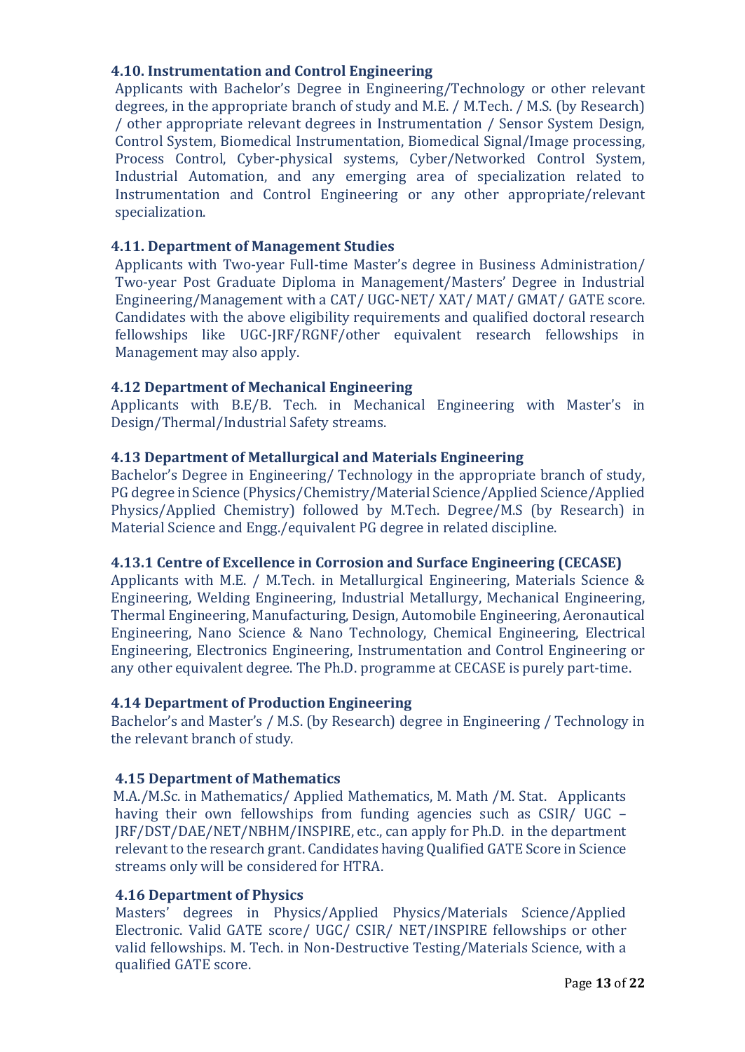#### 4.10. Instrumentation and Control Engineering

Applicants with Bachelor's Degree in Engineering/Technology or other relevant degrees, in the appropriate branch of study and M.E. / M.Tech. / M.S. (by Research) / other appropriate relevant degrees in Instrumentation / Sensor System Design, Control System, Biomedical Instrumentation, Biomedical Signal/Image processing, Process Control, Cyber-physical systems, Cyber/Networked Control System, Industrial Automation, and any emerging area of specialization related to Instrumentation and Control Engineering or any other appropriate/relevant specialization.

#### 4.11. Department of Management Studies

Applicants with Two-year Full-time Master's degree in Business Administration/ Two-year Post Graduate Diploma in Management/Masters' Degree in Industrial Engineering/Management with a CAT/ UGC-NET/ XAT/ MAT/ GMAT/ GATE score. Candidates with the above eligibility requirements and qualified doctoral research fellowships like UGC-JRF/RGNF/other equivalent research fellowships in Management may also apply.

#### 4.12 Department of Mechanical Engineering

Applicants with B.E/B. Tech. in Mechanical Engineering with Master's in Design/Thermal/Industrial Safety streams.

#### 4.13 Department of Metallurgical and Materials Engineering

Bachelor's Degree in Engineering/ Technology in the appropriate branch of study, PG degree in Science (Physics/Chemistry/Material Science/Applied Science/Applied Physics/Applied Chemistry) followed by M.Tech. Degree/M.S (by Research) in Material Science and Engg./equivalent PG degree in related discipline.

#### 4.13.1 Centre of Excellence in Corrosion and Surface Engineering (CECASE)

Applicants with M.E. / M.Tech. in Metallurgical Engineering, Materials Science & Engineering, Welding Engineering, Industrial Metallurgy, Mechanical Engineering, Thermal Engineering, Manufacturing, Design, Automobile Engineering, Aeronautical Engineering, Nano Science & Nano Technology, Chemical Engineering, Electrical Engineering, Electronics Engineering, Instrumentation and Control Engineering or any other equivalent degree. The Ph.D. programme at CECASE is purely part-time.

#### 4.14 Department of Production Engineering

Bachelor's and Master's / M.S. (by Research) degree in Engineering / Technology in the relevant branch of study.

#### 4.15 Department of Mathematics

M.A./M.Sc. in Mathematics/ Applied Mathematics, M. Math /M. Stat. Applicants having their own fellowships from funding agencies such as CSIR/ UGC – JRF/DST/DAE/NET/NBHM/INSPIRE, etc., can apply for Ph.D. in the department relevant to the research grant. Candidates having Qualified GATE Score in Science streams only will be considered for HTRA.

#### 4.16 Department of Physics

Masters' degrees in Physics/Applied Physics/Materials Science/Applied Electronic. Valid GATE score/ UGC/ CSIR/ NET/INSPIRE fellowships or other valid fellowships. M. Tech. in Non-Destructive Testing/Materials Science, with a qualified GATE score.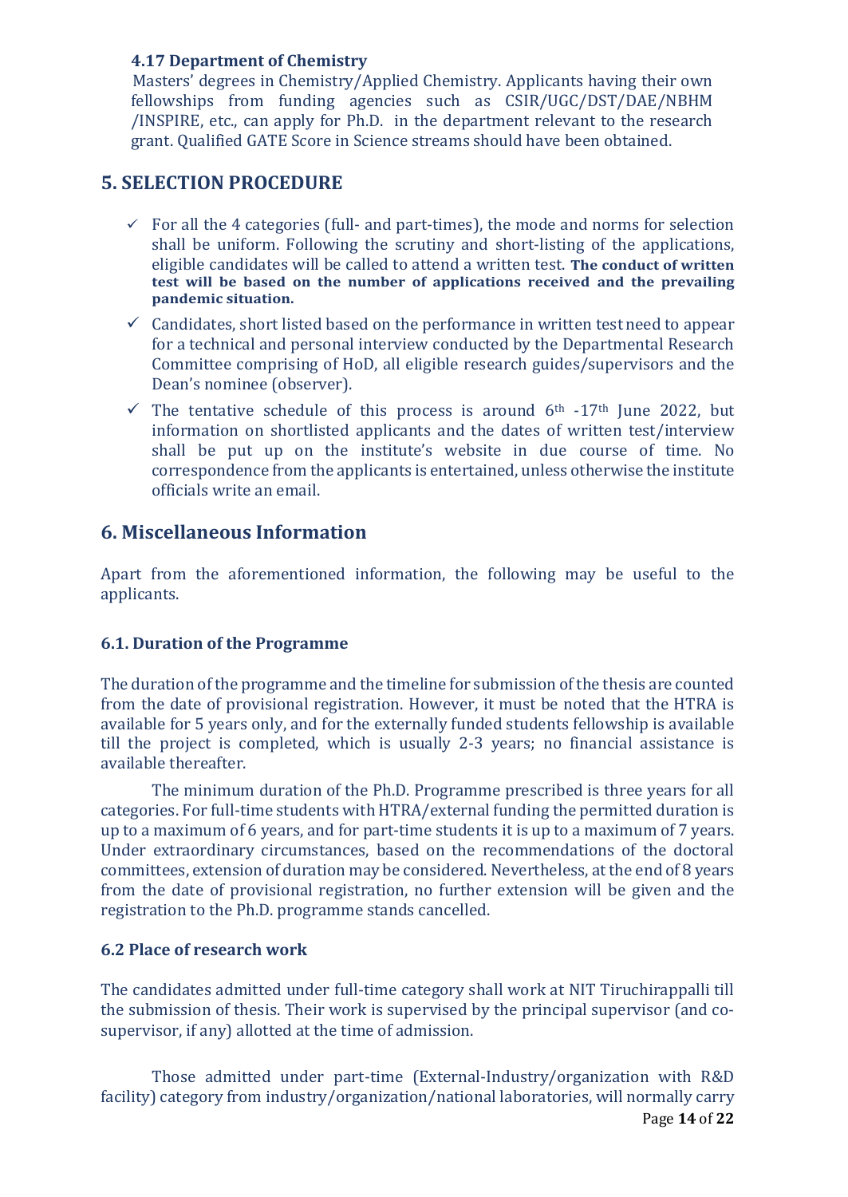### 4.17 Department of Chemistry

Masters' degrees in Chemistry/Applied Chemistry. Applicants having their own fellowships from funding agencies such as CSIR/UGC/DST/DAE/NBHM /INSPIRE, etc., can apply for Ph.D. in the department relevant to the research grant. Qualified GATE Score in Science streams should have been obtained.

## 5. SELECTION PROCEDURE

- ✓ For all the 4 categories (full- and part-times), the mode and norms for selection shall be uniform. Following the scrutiny and short-listing of the applications, eligible candidates will be called to attend a written test. **The conduct of written test will be based on the number of applications received and the prevailing pandemic situation.**
- ✓ Candidates, short listed based on the performance in written test need to appear for a technical and personal interview conducted by the Departmental Research Committee comprising of HoD, all eligible research guides/supervisors and the Dean's nominee (observer).
- ✓ The tentative schedule of this process is around 6th -17th June 2022, but information on shortlisted applicants and the dates of written test/interview shall be put up on the institute's website in due course of time. No correspondence from the applicants is entertained, unless otherwise the institute officials write an email.

## 6. Miscellaneous Information

Apart from the aforementioned information, the following may be useful to the applicants.

### 6.1. Duration of the Programme

The duration of the programme and the timeline for submission of the thesis are counted from the date of provisional registration. However, it must be noted that the HTRA is available for 5 years only, and for the externally funded students fellowship is available till the project is completed, which is usually 2-3 years; no financial assistance is available thereafter.

The minimum duration of the Ph.D. Programme prescribed is three years for all categories. For full-time students with HTRA/external funding the permitted duration is up to a maximum of 6 years, and for part-time students it is up to a maximum of 7 years. Under extraordinary circumstances, based on the recommendations of the doctoral committees, extension of duration may be considered. Nevertheless, at the end of 8 years from the date of provisional registration, no further extension will be given and the registration to the Ph.D. programme stands cancelled.

### 6.2 Place of research work

The candidates admitted under full-time category shall work at NIT Tiruchirappalli till the submission of thesis. Their work is supervised by the principal supervisor (and co-supervisor, if any) allotted at the time of admission.

Those admitted under part-time (External-Industry/organization with R&D facility) category from industry/organization/national laboratories, will normally carry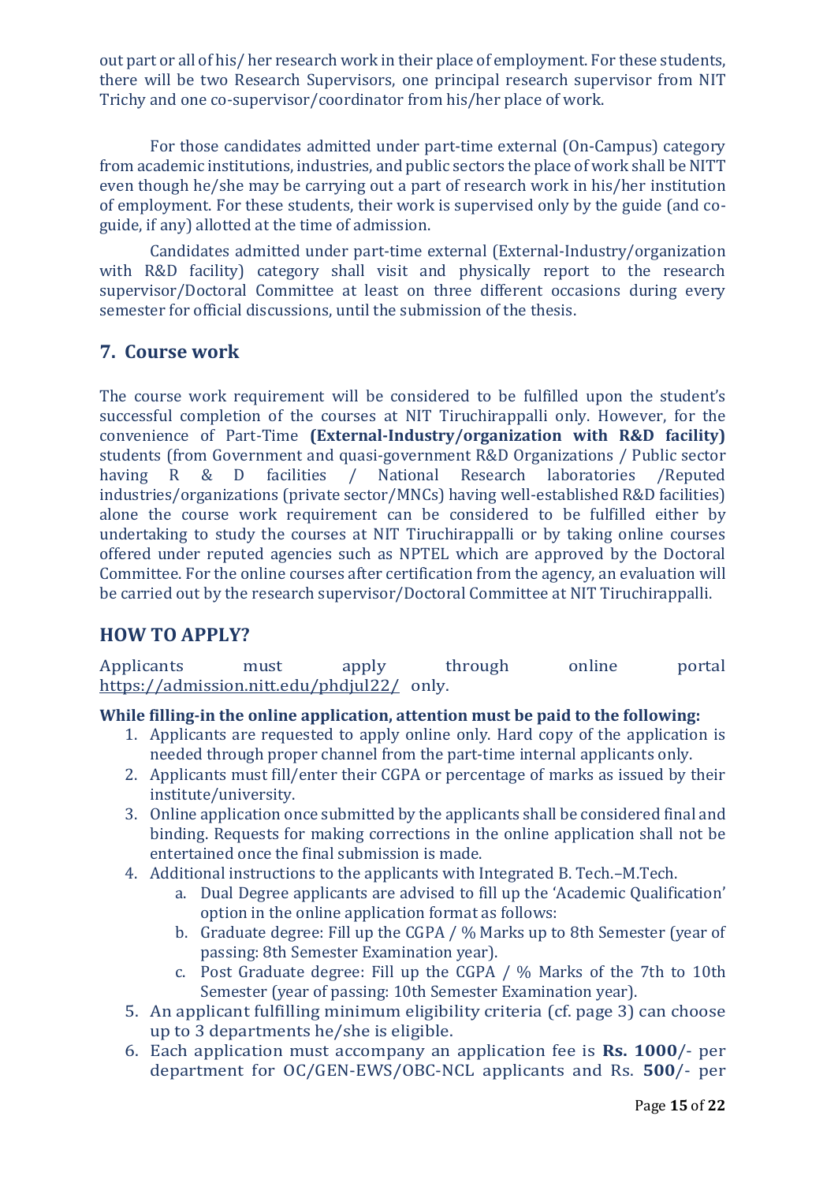out part or all of his/ her research work in their place of employment. For these students, there will be two Research Supervisors, one principal research supervisor from NIT Trichy and one co-supervisor/coordinator from his/her place of work.

For those candidates admitted under part-time external (On-Campus) category from academic institutions, industries, and public sectors the place of work shall be NITT even though he/she may be carrying out a part of research work in his/her institution of employment. For these students, their work is supervised only by the guide (and co-guide, if any) allotted at the time of admission.

Candidates admitted under part-time external (External-Industry/organization with R&D facility) category shall visit and physically report to the research supervisor/Doctoral Committee at least on three different occasions during every semester for official discussions, until the submission of the thesis.

## 7. Course work

The course work requirement will be considered to be fulfilled upon the student's successful completion of the courses at NIT Tiruchirappalli only. However, for the convenience of Part-Time **(External-Industry/organization with R&D facility)** students (from Government and quasi-government R&D Organizations / Public sector having R & D facilities / National Research laboratories /Reputed industries/organizations (private sector/MNCs) having well-established R&D facilities) alone the course work requirement can be considered to be fulfilled either by undertaking to study the courses at NIT Tiruchirappalli or by taking online courses offered under reputed agencies such as NPTEL which are approved by the Doctoral Committee. For the online courses after certification from the agency, an evaluation will be carried out by the research supervisor/Doctoral Committee at NIT Tiruchirappalli.

## HOW TO APPLY?

Applicants must apply through online portal https://admission.nitt.edu/phdjul22/ only.

**While filling-in the online application, attention must be paid to the following:**

1. Applicants are requested to apply online only. Hard copy of the application is needed through proper channel from the part-time internal applicants only.
2. Applicants must fill/enter their CGPA or percentage of marks as issued by their institute/university.
3. Online application once submitted by the applicants shall be considered final and binding. Requests for making corrections in the online application shall not be entertained once the final submission is made.
4. Additional instructions to the applicants with Integrated B. Tech.–M.Tech.
   a. Dual Degree applicants are advised to fill up the 'Academic Qualification' option in the online application format as follows:
   b. Graduate degree: Fill up the CGPA / % Marks up to 8th Semester (year of passing: 8th Semester Examination year).
   c. Post Graduate degree: Fill up the CGPA / % Marks of the 7th to 10th Semester (year of passing: 10th Semester Examination year).
5. An applicant fulfilling minimum eligibility criteria (cf. page 3) can choose up to 3 departments he/she is eligible.
6. Each application must accompany an application fee is **Rs. 1000**/- per department for OC/GEN-EWS/OBC-NCL applicants and Rs. **500**/- per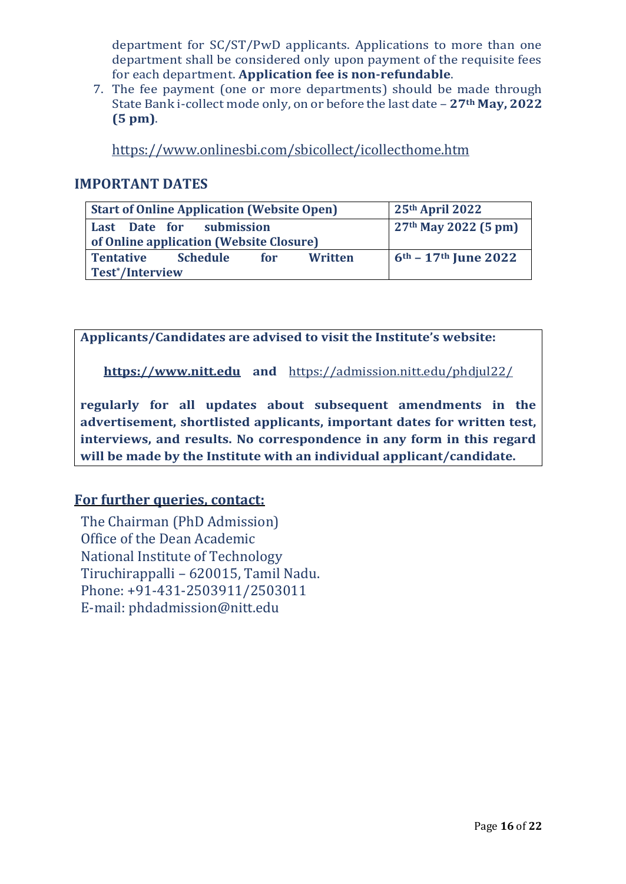department for SC/ST/PwD applicants. Applications to more than one department shall be considered only upon payment of the requisite fees for each department. **Application fee is non-refundable**.

7. The fee payment (one or more departments) should be made through State Bank i-collect mode only, on or before the last date – **27th May, 2022 (5 pm)**.

   https://www.onlinesbi.com/sbicollect/icollecthome.htm

## IMPORTANT DATES

| **Start of Online Application (Website Open)** | **25th April 2022** |
|---|---|
| **Last Date for submission of Online application (Website Closure)** | **27th May 2022 (5 pm)** |
| **Tentative Schedule for Written Test*/Interview** | **6th – 17th June 2022** |

**Applicants/Candidates are advised to visit the Institute's website:**

**https://www.nitt.edu** **and** https://admission.nitt.edu/phdjul22/

**regularly for all updates about subsequent amendments in the advertisement, shortlisted applicants, important dates for written test, interviews, and results. No correspondence in any form in this regard will be made by the Institute with an individual applicant/candidate.**

## For further queries, contact:

The Chairman (PhD Admission)
Office of the Dean Academic
National Institute of Technology
Tiruchirappalli – 620015, Tamil Nadu.
Phone: +91-431-2503911/2503011
E-mail: phdadmission@nitt.edu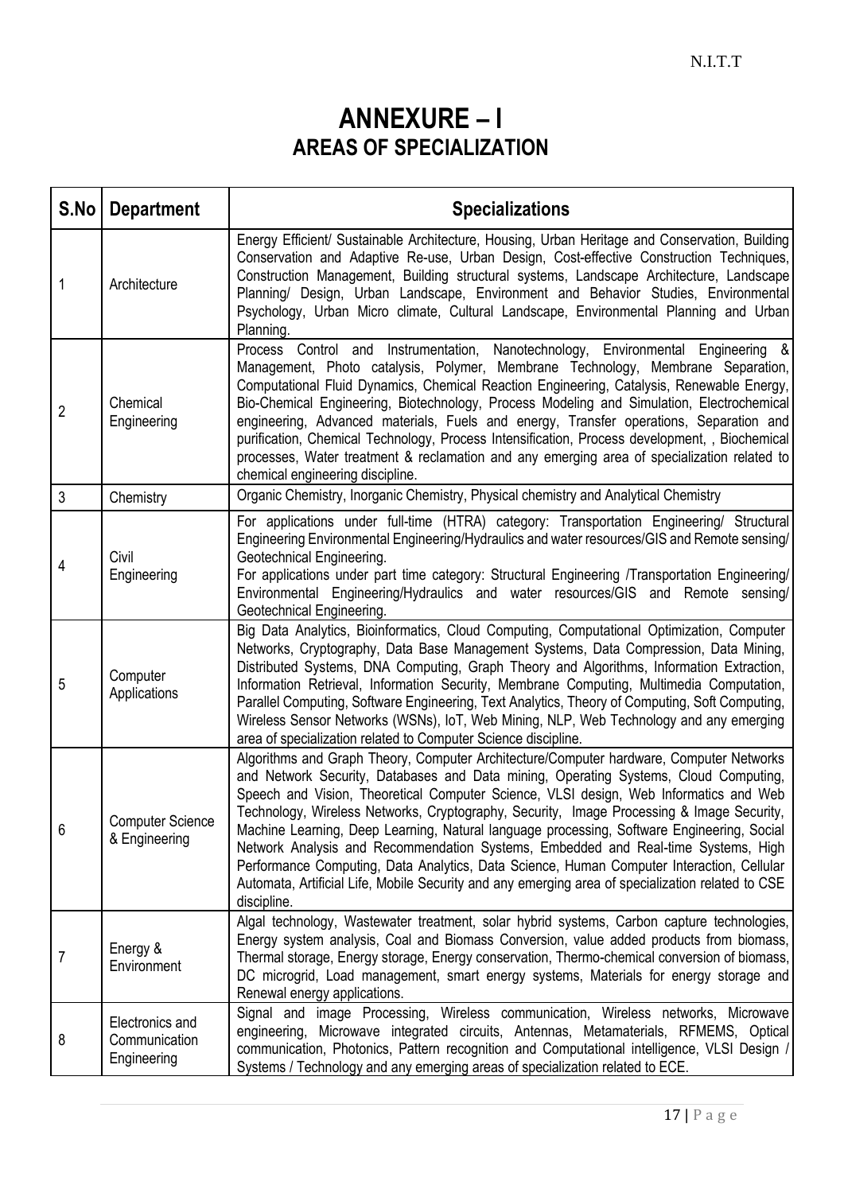# ANNEXURE – I

## AREAS OF SPECIALIZATION

| S.No | Department | Specializations |
|---|---|---|
| 1 | Architecture | Energy Efficient/ Sustainable Architecture, Housing, Urban Heritage and Conservation, Building Conservation and Adaptive Re-use, Urban Design, Cost-effective Construction Techniques, Construction Management, Building structural systems, Landscape Architecture, Landscape Planning/ Design, Urban Landscape, Environment and Behavior Studies, Environmental Psychology, Urban Micro climate, Cultural Landscape, Environmental Planning and Urban Planning. |
| 2 | Chemical Engineering | Process Control and Instrumentation, Nanotechnology, Environmental Engineering & Management, Photo catalysis, Polymer, Membrane Technology, Membrane Separation, Computational Fluid Dynamics, Chemical Reaction Engineering, Catalysis, Renewable Energy, Bio-Chemical Engineering, Biotechnology, Process Modeling and Simulation, Electrochemical engineering, Advanced materials, Fuels and energy, Transfer operations, Separation and purification, Chemical Technology, Process Intensification, Process development, , Biochemical processes, Water treatment & reclamation and any emerging area of specialization related to chemical engineering discipline. |
| 3 | Chemistry | Organic Chemistry, Inorganic Chemistry, Physical chemistry and Analytical Chemistry |
| 4 | Civil Engineering | For applications under full-time (HTRA) category: Transportation Engineering/ Structural Engineering Environmental Engineering/Hydraulics and water resources/GIS and Remote sensing/ Geotechnical Engineering.<br>For applications under part time category: Structural Engineering /Transportation Engineering/ Environmental Engineering/Hydraulics and water resources/GIS and Remote sensing/ Geotechnical Engineering. |
| 5 | Computer Applications | Big Data Analytics, Bioinformatics, Cloud Computing, Computational Optimization, Computer Networks, Cryptography, Data Base Management Systems, Data Compression, Data Mining, Distributed Systems, DNA Computing, Graph Theory and Algorithms, Information Extraction, Information Retrieval, Information Security, Membrane Computing, Multimedia Computation, Parallel Computing, Software Engineering, Text Analytics, Theory of Computing, Soft Computing, Wireless Sensor Networks (WSNs), IoT, Web Mining, NLP, Web Technology and any emerging area of specialization related to Computer Science discipline. |
| 6 | Computer Science & Engineering | Algorithms and Graph Theory, Computer Architecture/Computer hardware, Computer Networks and Network Security, Databases and Data mining, Operating Systems, Cloud Computing, Speech and Vision, Theoretical Computer Science, VLSI design, Web Informatics and Web Technology, Wireless Networks, Cryptography, Security, Image Processing & Image Security, Machine Learning, Deep Learning, Natural language processing, Software Engineering, Social Network Analysis and Recommendation Systems, Embedded and Real-time Systems, High Performance Computing, Data Analytics, Data Science, Human Computer Interaction, Cellular Automata, Artificial Life, Mobile Security and any emerging area of specialization related to CSE discipline. |
| 7 | Energy & Environment | Algal technology, Wastewater treatment, solar hybrid systems, Carbon capture technologies, Energy system analysis, Coal and Biomass Conversion, value added products from biomass, Thermal storage, Energy storage, Energy conservation, Thermo-chemical conversion of biomass, DC microgrid, Load management, smart energy systems, Materials for energy storage and Renewal energy applications. |
| 8 | Electronics and Communication Engineering | Signal and image Processing, Wireless communication, Wireless networks, Microwave engineering, Microwave integrated circuits, Antennas, Metamaterials, RFMEMS, Optical communication, Photonics, Pattern recognition and Computational intelligence, VLSI Design / Systems / Technology and any emerging areas of specialization related to ECE. |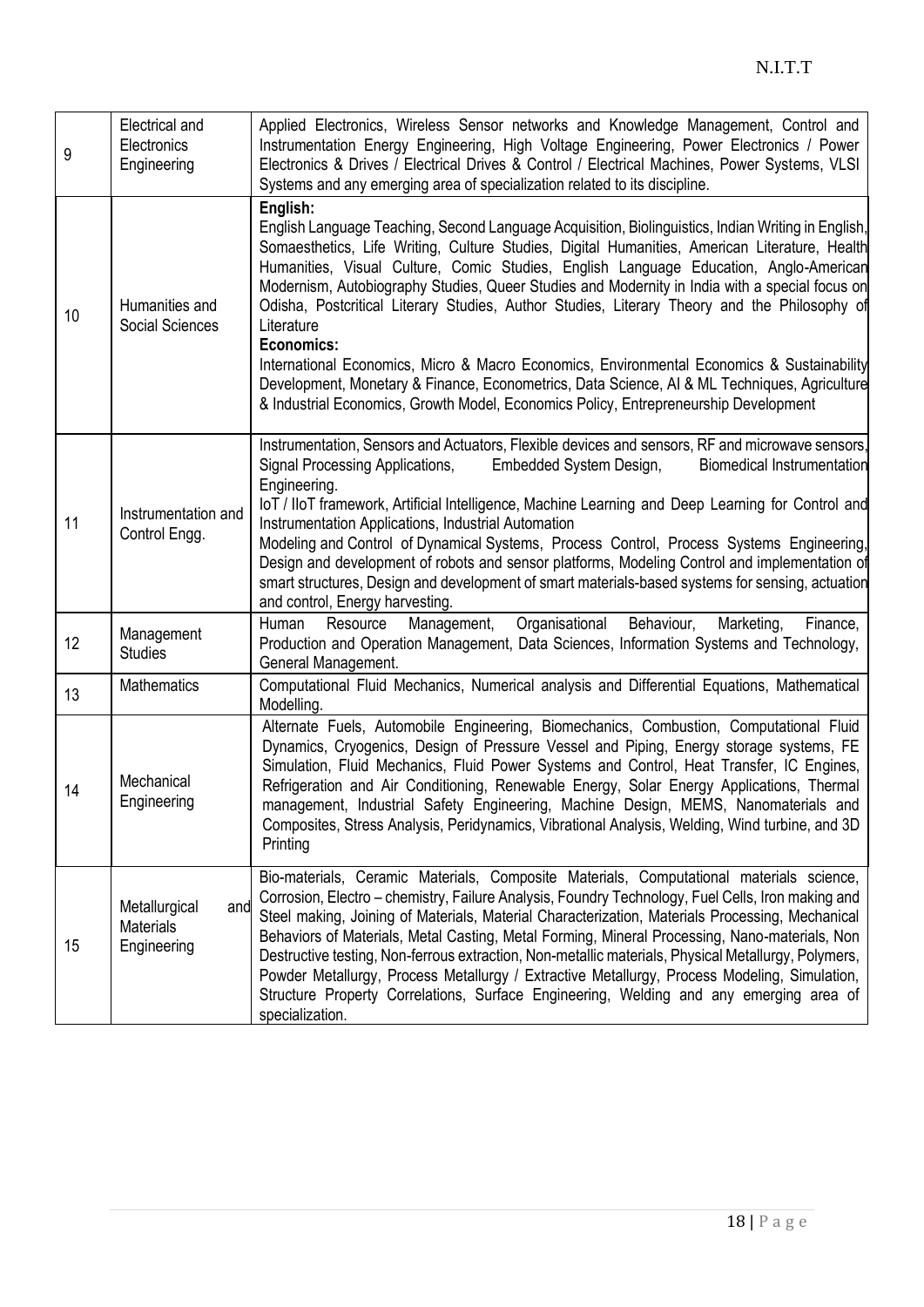| 9 | Electrical and Electronics Engineering | Applied Electronics, Wireless Sensor networks and Knowledge Management, Control and Instrumentation Energy Engineering, High Voltage Engineering, Power Electronics / Power Electronics & Drives / Electrical Drives & Control / Electrical Machines, Power Systems, VLSI Systems and any emerging area of specialization related to its discipline. |
|---|---|---|
| 10 | Humanities and Social Sciences | **English:**<br>English Language Teaching, Second Language Acquisition, Biolinguistics, Indian Writing in English, Somaesthetics, Life Writing, Culture Studies, Digital Humanities, American Literature, Health Humanities, Visual Culture, Comic Studies, English Language Education, Anglo-American Modernism, Autobiography Studies, Queer Studies and Modernity in India with a special focus on Odisha, Postcritical Literary Studies, Author Studies, Literary Theory and the Philosophy of Literature<br>**Economics:**<br>International Economics, Micro & Macro Economics, Environmental Economics & Sustainability Development, Monetary & Finance, Econometrics, Data Science, AI & ML Techniques, Agriculture & Industrial Economics, Growth Model, Economics Policy, Entrepreneurship Development |
| 11 | Instrumentation and Control Engg. | Instrumentation, Sensors and Actuators, Flexible devices and sensors, RF and microwave sensors, Signal Processing Applications, Embedded System Design, Biomedical Instrumentation Engineering.<br>IoT / IIoT framework, Artificial Intelligence, Machine Learning and Deep Learning for Control and Instrumentation Applications, Industrial Automation<br>Modeling and Control of Dynamical Systems, Process Control, Process Systems Engineering, Design and development of robots and sensor platforms, Modeling Control and implementation of smart structures, Design and development of smart materials-based systems for sensing, actuation and control, Energy harvesting. |
| 12 | Management Studies | Human Resource Management, Organisational Behaviour, Marketing, Finance, Production and Operation Management, Data Sciences, Information Systems and Technology, General Management. |
| 13 | Mathematics | Computational Fluid Mechanics, Numerical analysis and Differential Equations, Mathematical Modelling. |
| 14 | Mechanical Engineering | Alternate Fuels, Automobile Engineering, Biomechanics, Combustion, Computational Fluid Dynamics, Cryogenics, Design of Pressure Vessel and Piping, Energy storage systems, FE Simulation, Fluid Mechanics, Fluid Power Systems and Control, Heat Transfer, IC Engines, Refrigeration and Air Conditioning, Renewable Energy, Solar Energy Applications, Thermal management, Industrial Safety Engineering, Machine Design, MEMS, Nanomaterials and Composites, Stress Analysis, Peridynamics, Vibrational Analysis, Welding, Wind turbine, and 3D Printing |
| 15 | Metallurgical and Materials Engineering | Bio-materials, Ceramic Materials, Composite Materials, Computational materials science, Corrosion, Electro – chemistry, Failure Analysis, Foundry Technology, Fuel Cells, Iron making and Steel making, Joining of Materials, Material Characterization, Materials Processing, Mechanical Behaviors of Materials, Metal Casting, Metal Forming, Mineral Processing, Nano-materials, Non Destructive testing, Non-ferrous extraction, Non-metallic materials, Physical Metallurgy, Polymers, Powder Metallurgy, Process Metallurgy / Extractive Metallurgy, Process Modeling, Simulation, Structure Property Correlations, Surface Engineering, Welding and any emerging area of specialization. |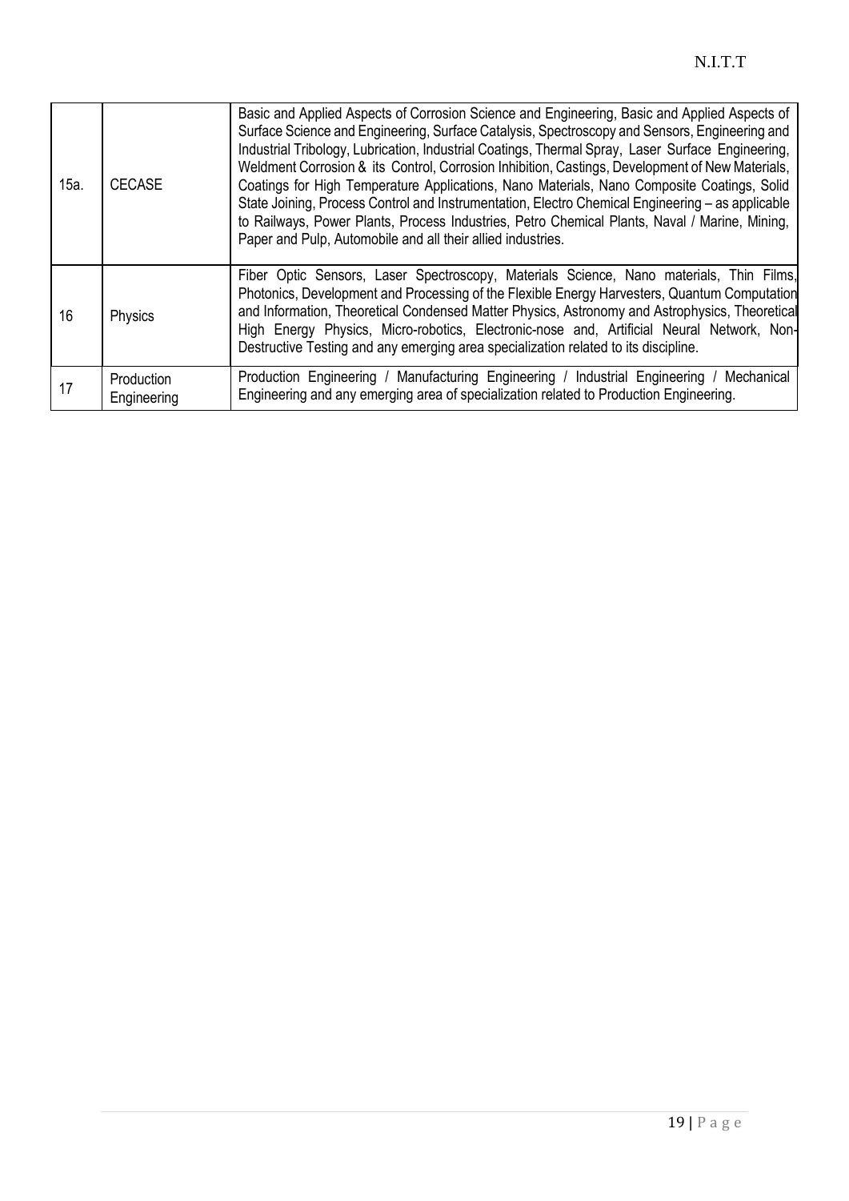| | | |
|---|---|---|
| 15a. | CECASE | Basic and Applied Aspects of Corrosion Science and Engineering, Basic and Applied Aspects of Surface Science and Engineering, Surface Catalysis, Spectroscopy and Sensors, Engineering and Industrial Tribology, Lubrication, Industrial Coatings, Thermal Spray, Laser Surface Engineering, Weldment Corrosion & its Control, Corrosion Inhibition, Castings, Development of New Materials, Coatings for High Temperature Applications, Nano Materials, Nano Composite Coatings, Solid State Joining, Process Control and Instrumentation, Electro Chemical Engineering – as applicable to Railways, Power Plants, Process Industries, Petro Chemical Plants, Naval / Marine, Mining, Paper and Pulp, Automobile and all their allied industries. |
| 16 | Physics | Fiber Optic Sensors, Laser Spectroscopy, Materials Science, Nano materials, Thin Films, Photonics, Development and Processing of the Flexible Energy Harvesters, Quantum Computation and Information, Theoretical Condensed Matter Physics, Astronomy and Astrophysics, Theoretical High Energy Physics, Micro-robotics, Electronic-nose and, Artificial Neural Network, Non-Destructive Testing and any emerging area specialization related to its discipline. |
| 17 | Production Engineering | Production Engineering / Manufacturing Engineering / Industrial Engineering / Mechanical Engineering and any emerging area of specialization related to Production Engineering. |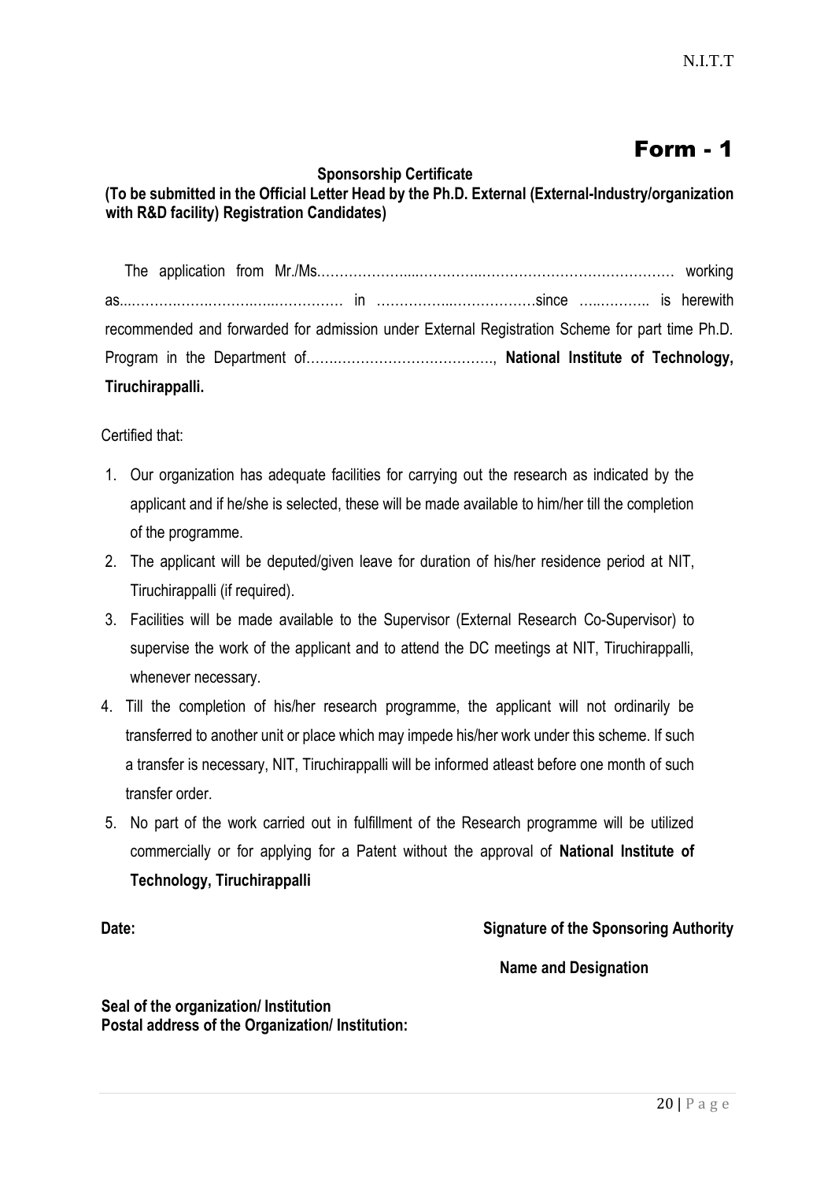# Form - 1

**Sponsorship Certificate**

**(To be submitted in the Official Letter Head by the Ph.D. External (External-Industry/organization with R&D facility) Registration Candidates)**

The application from Mr./Ms.…………………...…………..…………………………………… working as...…………………………...…………… in ……………..………………since …..……….. is herewith recommended and forwarded for admission under External Registration Scheme for part time Ph.D. Program in the Department of……..……………………………., **National Institute of Technology, Tiruchirappalli.**

Certified that:

1. Our organization has adequate facilities for carrying out the research as indicated by the applicant and if he/she is selected, these will be made available to him/her till the completion of the programme.
2. The applicant will be deputed/given leave for duration of his/her residence period at NIT, Tiruchirappalli (if required).
3. Facilities will be made available to the Supervisor (External Research Co-Supervisor) to supervise the work of the applicant and to attend the DC meetings at NIT, Tiruchirappalli, whenever necessary.
4. Till the completion of his/her research programme, the applicant will not ordinarily be transferred to another unit or place which may impede his/her work under this scheme. If such a transfer is necessary, NIT, Tiruchirappalli will be informed atleast before one month of such transfer order.
5. No part of the work carried out in fulfillment of the Research programme will be utilized commercially or for applying for a Patent without the approval of **National Institute of Technology, Tiruchirappalli**

**Date:** **Signature of the Sponsoring Authority**

**Name and Designation**

**Seal of the organization/ Institution**
**Postal address of the Organization/ Institution:**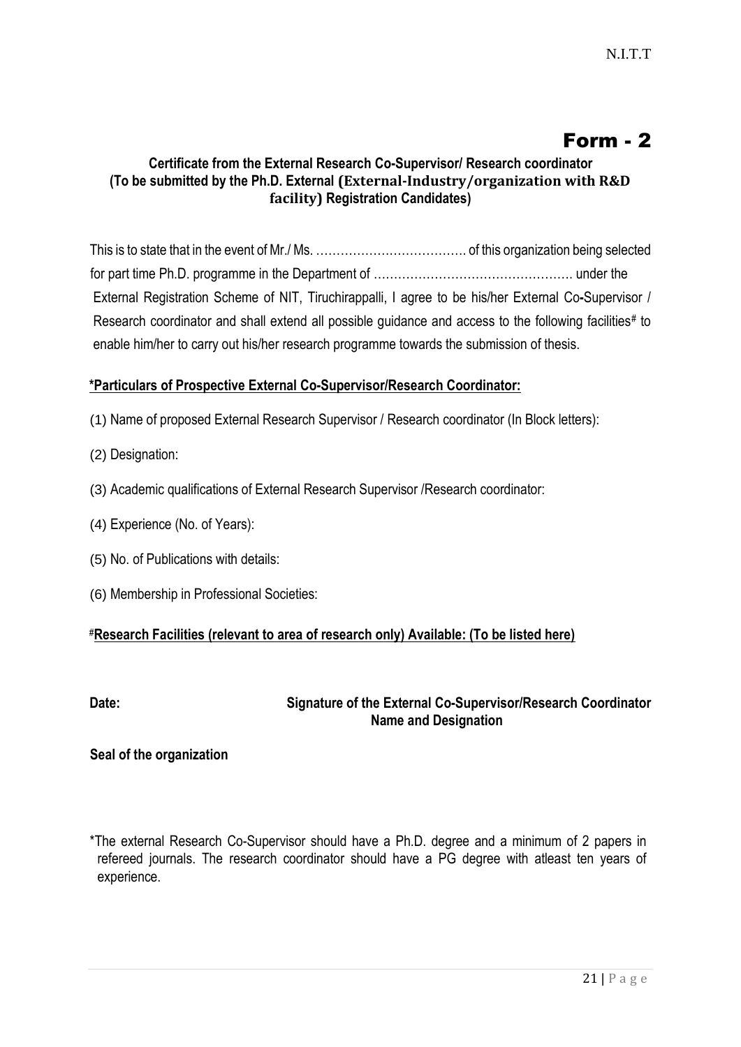# Form - 2

**Certificate from the External Research Co-Supervisor/ Research coordinator**
**(To be submitted by the Ph.D. External (External-Industry/organization with R&D facility) Registration Candidates)**

This is to state that in the event of Mr./ Ms. ………………………………. of this organization being selected for part time Ph.D. programme in the Department of …………………………………………. under the External Registration Scheme of NIT, Tiruchirappalli, I agree to be his/her External Co-Supervisor / Research coordinator and shall extend all possible guidance and access to the following facilities# to enable him/her to carry out his/her research programme towards the submission of thesis.

**\*Particulars of Prospective External Co-Supervisor/Research Coordinator:**

(1) Name of proposed External Research Supervisor / Research coordinator (In Block letters):

(2) Designation:

(3) Academic qualifications of External Research Supervisor /Research coordinator:

(4) Experience (No. of Years):

(5) No. of Publications with details:

(6) Membership in Professional Societies:

**#Research Facilities (relevant to area of research only) Available: (To be listed here)**

**Date:** **Signature of the External Co-Supervisor/Research Coordinator**
**Name and Designation**

**Seal of the organization**

*The external Research Co-Supervisor should have a Ph.D. degree and a minimum of 2 papers in refereed journals. The research coordinator should have a PG degree with atleast ten years of experience.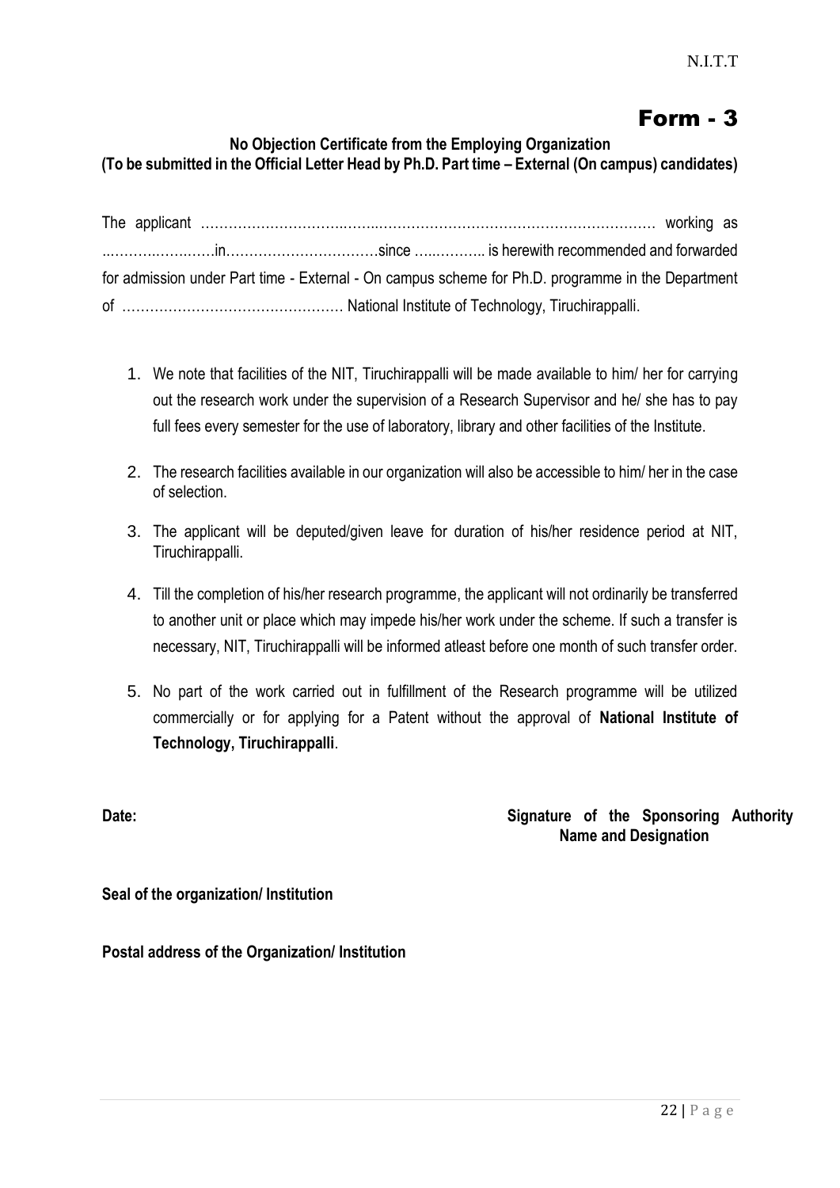# Form - 3

**No Objection Certificate from the Employing Organization**
**(To be submitted in the Official Letter Head by Ph.D. Part time – External (On campus) candidates)**

The applicant ……………………………………………………………………………………… working as ………………………in……………………………since …………….. is herewith recommended and forwarded for admission under Part time - External - On campus scheme for Ph.D. programme in the Department of ………………………………………… National Institute of Technology, Tiruchirappalli.

1. We note that facilities of the NIT, Tiruchirappalli will be made available to him/ her for carrying out the research work under the supervision of a Research Supervisor and he/ she has to pay full fees every semester for the use of laboratory, library and other facilities of the Institute.
2. The research facilities available in our organization will also be accessible to him/ her in the case of selection.
3. The applicant will be deputed/given leave for duration of his/her residence period at NIT, Tiruchirappalli.
4. Till the completion of his/her research programme, the applicant will not ordinarily be transferred to another unit or place which may impede his/her work under the scheme. If such a transfer is necessary, NIT, Tiruchirappalli will be informed atleast before one month of such transfer order.
5. No part of the work carried out in fulfillment of the Research programme will be utilized commercially or for applying for a Patent without the approval of **National Institute of Technology, Tiruchirappalli**.

**Date:**

**Signature of the Sponsoring Authority**
**Name and Designation**

**Seal of the organization/ Institution**

**Postal address of the Organization/ Institution**